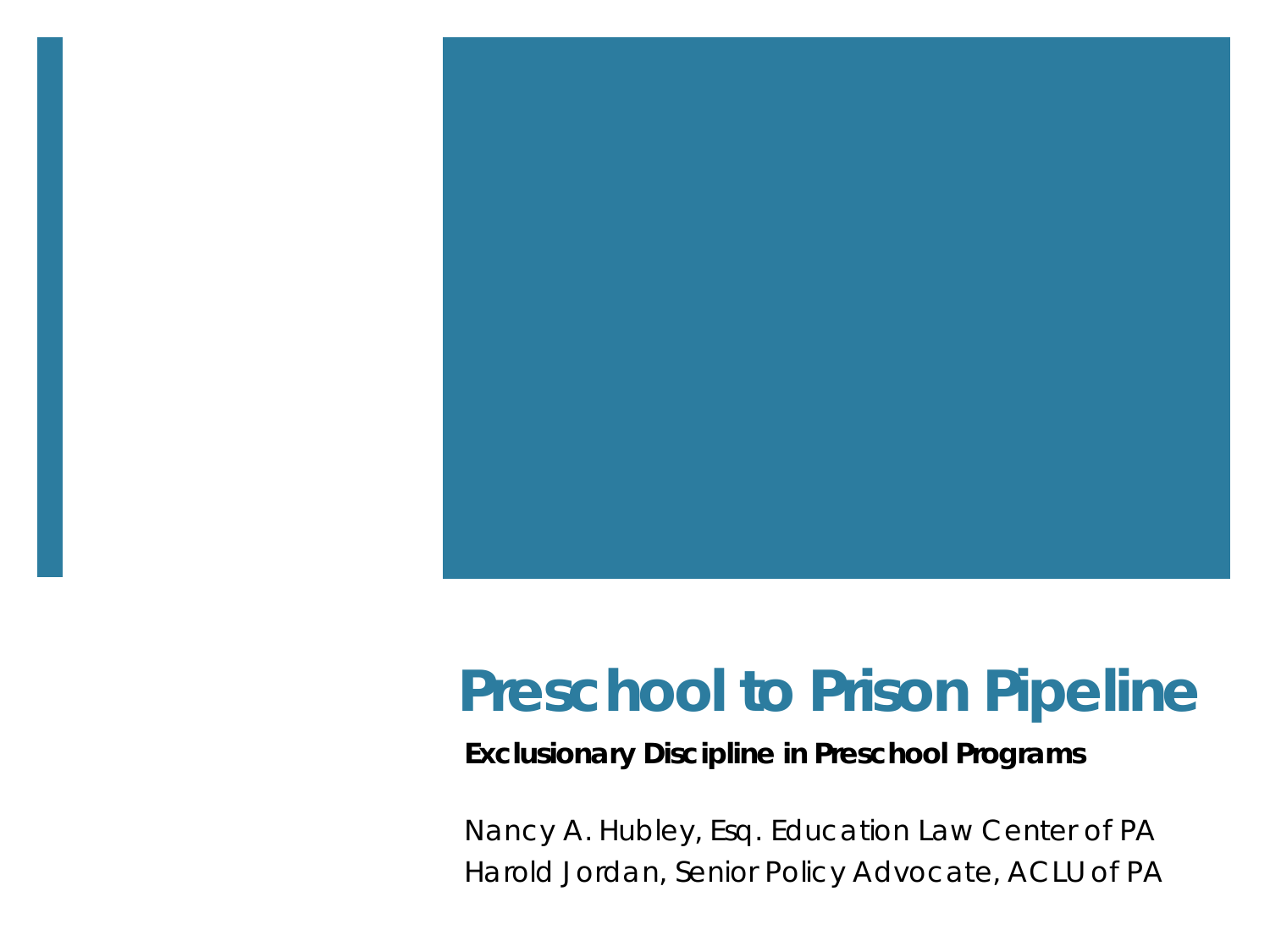# Preschool to Prison Pipeline

**Exclusionary Discipline in Preschool Programs**

Nancy A. Hubley, Esq. Education Law Center of PA
Harold Jordan, Senior Policy Advocate, ACLU of PA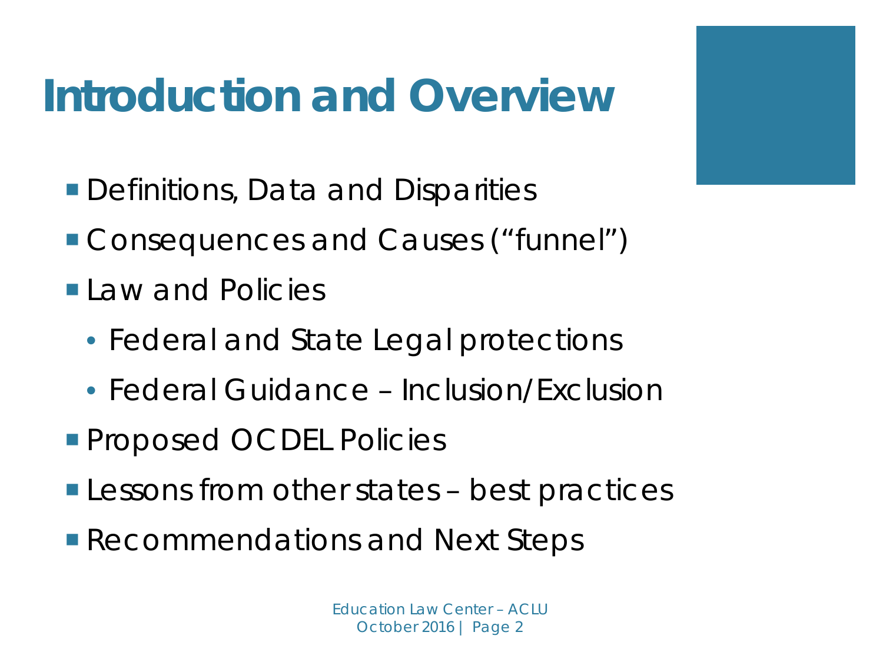# Introduction and Overview

- Definitions, Data and Disparities
- Consequences and Causes ("funnel")
- Law and Policies
  - Federal and State Legal protections
  - Federal Guidance – Inclusion/Exclusion
- Proposed OCDEL Policies
- Lessons from other states – best practices
- Recommendations and Next Steps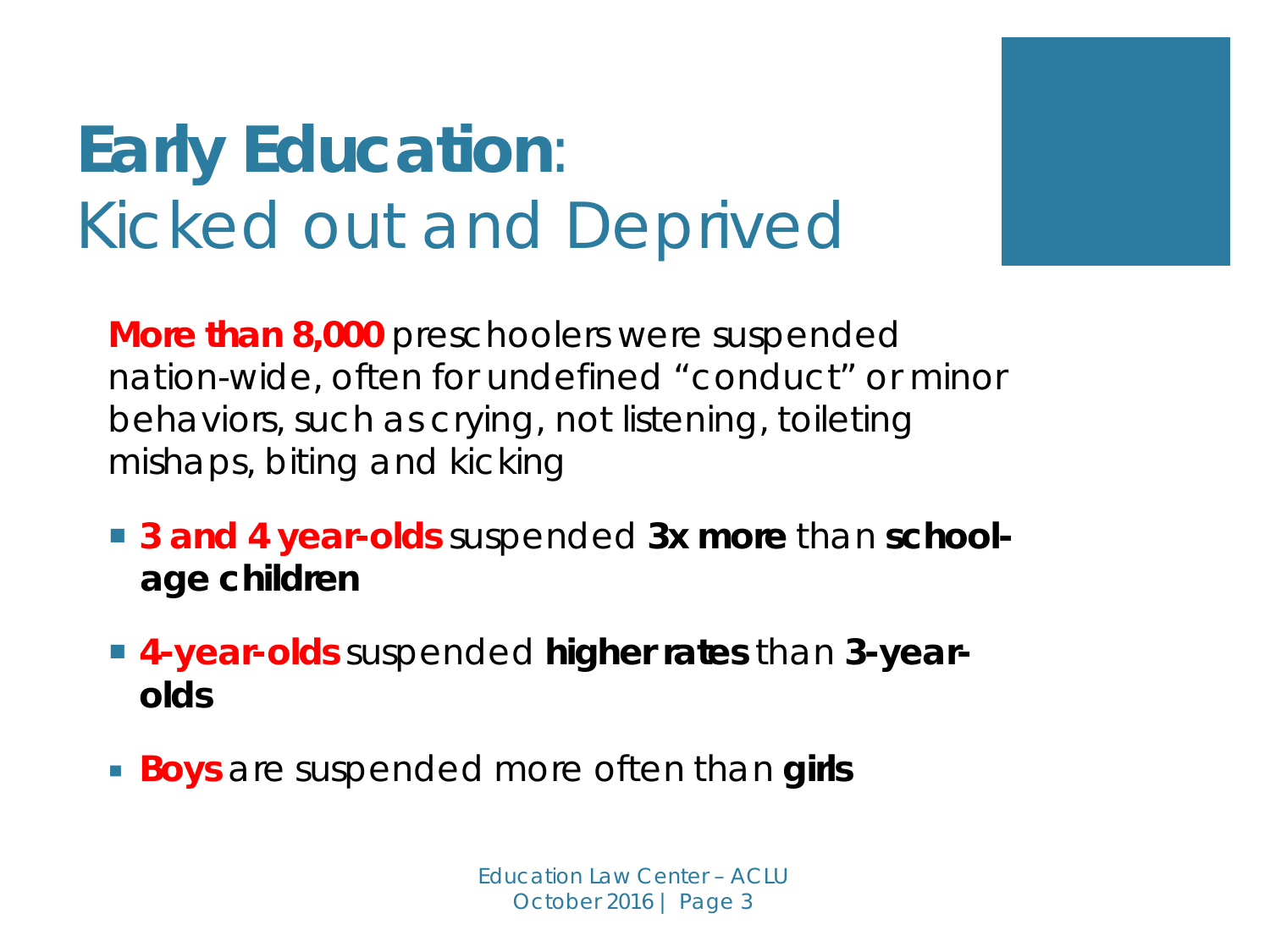# **Early Education**: Kicked out and Deprived

**More than 8,000** preschoolers were suspended nation-wide, often for undefined “conduct” or minor behaviors, such as crying, not listening, toileting mishaps, biting and kicking

- **3 and 4 year-olds** suspended **3x more** than **school-age children**
- **4-year-olds** suspended **higher rates** than **3-year-olds**
- **Boys** are suspended more often than **girls**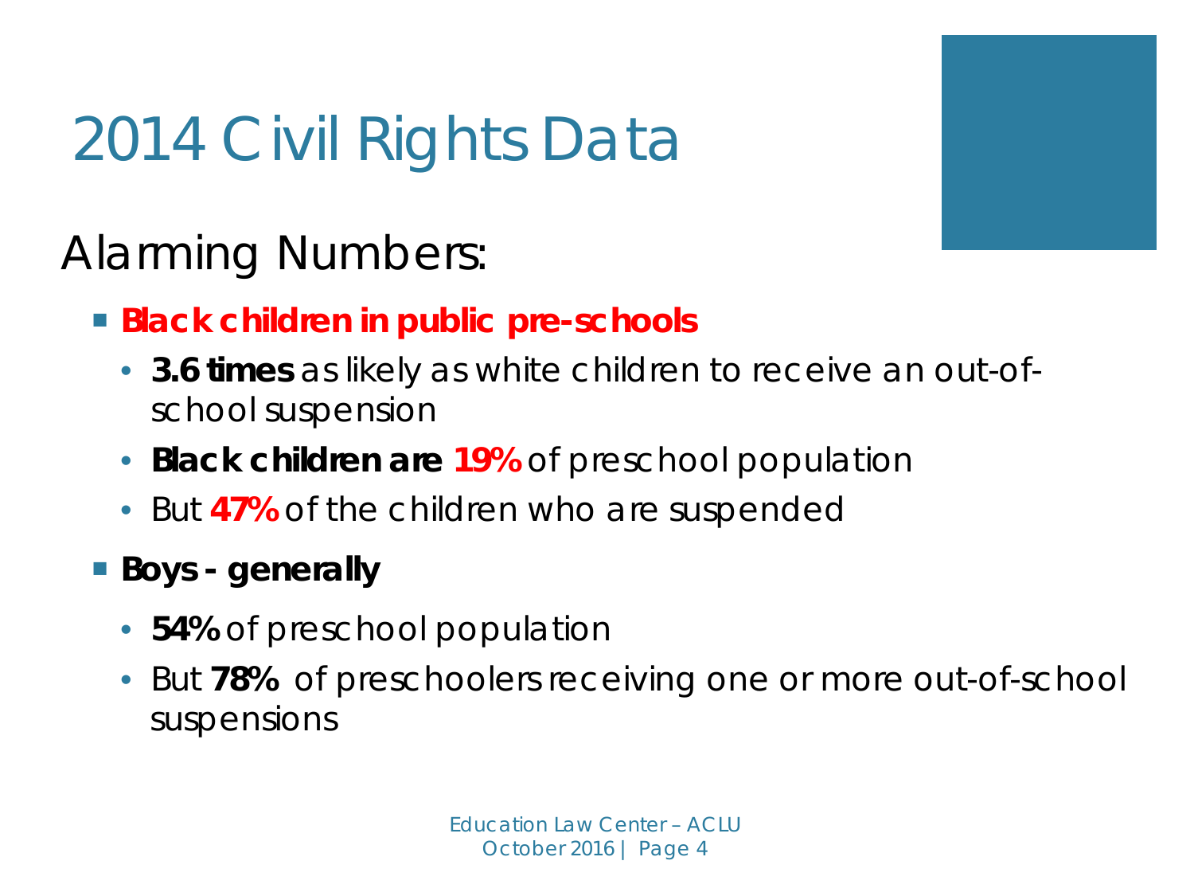# 2014 Civil Rights Data

## Alarming Numbers:

- **Black children in public pre-schools**
  - **3.6 times** as likely as white children to receive an out-of-school suspension
  - **Black children are 19%** of preschool population
  - But **47%** of the children who are suspended
- **Boys - generally**
  - **54%** of preschool population
  - But **78%** of preschoolers receiving one or more out-of-school suspensions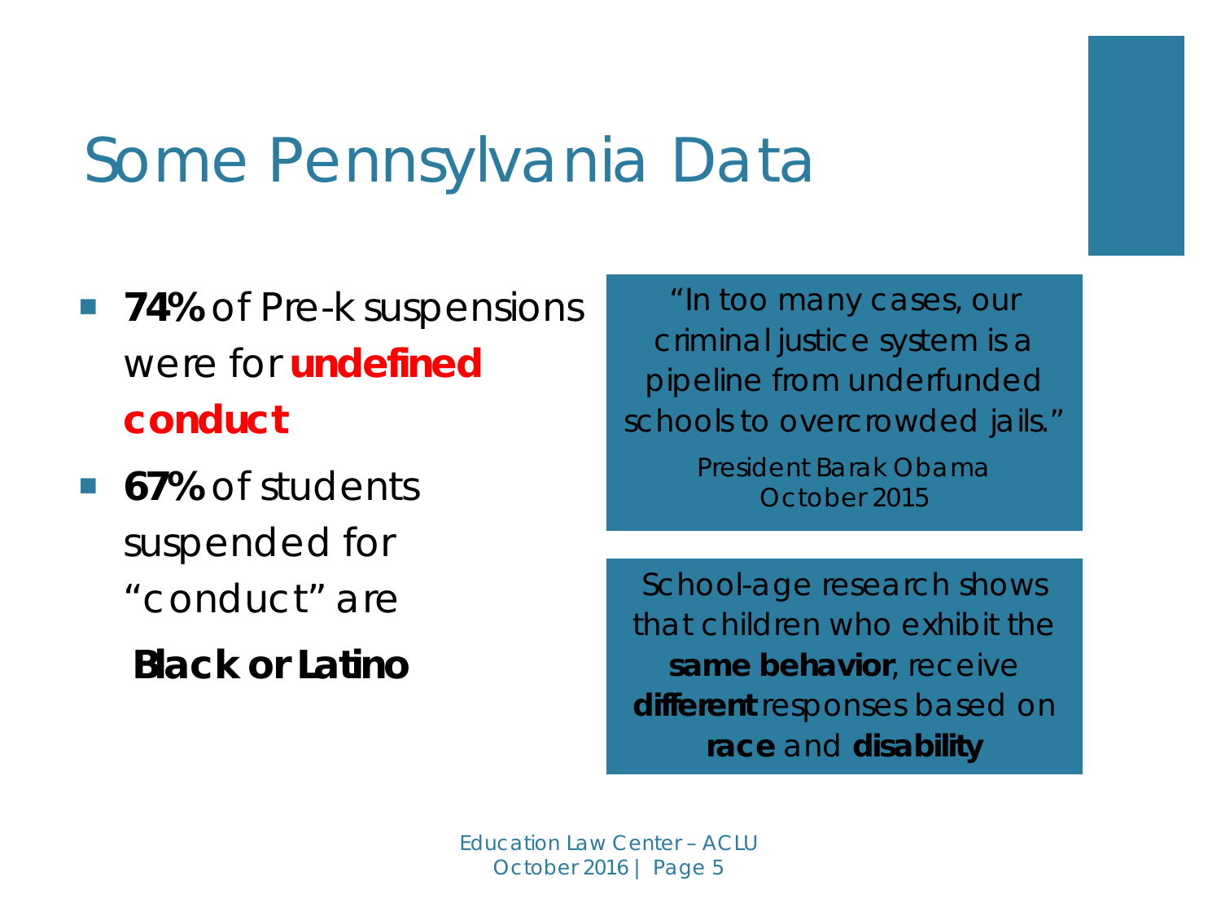# Some Pennsylvania Data

- **74%** of Pre-k suspensions were for **undefined conduct**
- **67%** of students suspended for "conduct" are **Black or Latino**

"In too many cases, our criminal justice system is a pipeline from underfunded schools to overcrowded jails."

President Barak Obama
October 2015

School-age research shows that children who exhibit the **same behavior**, receive **different** responses based on **race** and **disability**

Education Law Center – ACLU
October 2016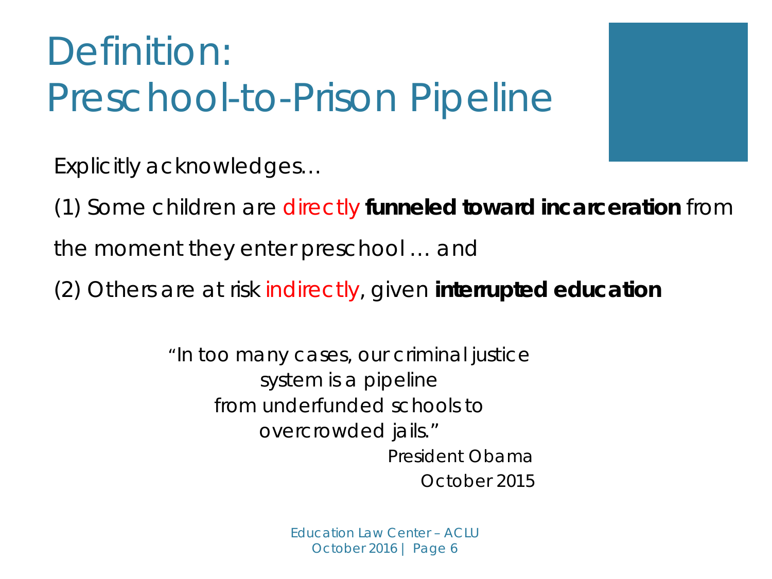# Definition: Preschool-to-Prison Pipeline

Explicitly acknowledges…

(1) Some children are directly **funneled toward incarceration** from the moment they enter preschool … and

(2) Others are at risk indirectly, given **interrupted education**

> "In too many cases, our criminal justice system is a pipeline from underfunded schools to overcrowded jails."
>
> President Obama
> October 2015

Education Law Center – ACLU
October 2016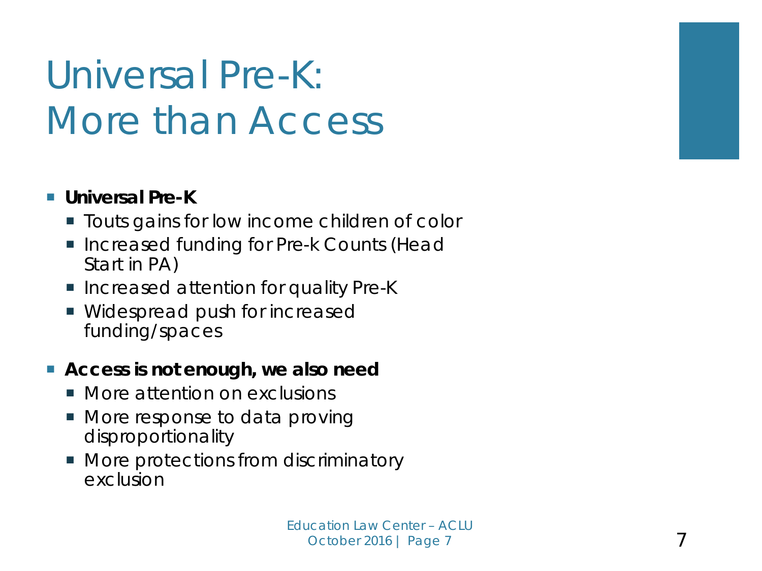# Universal Pre-K: More than Access

- **Universal Pre-K**
  - Touts gains for low income children of color
  - Increased funding for Pre-k Counts (Head Start in PA)
  - Increased attention for quality Pre-K
  - Widespread push for increased funding/spaces
- **Access is not enough, we also need**
  - More attention on exclusions
  - More response to data proving disproportionality
  - More protections from discriminatory exclusion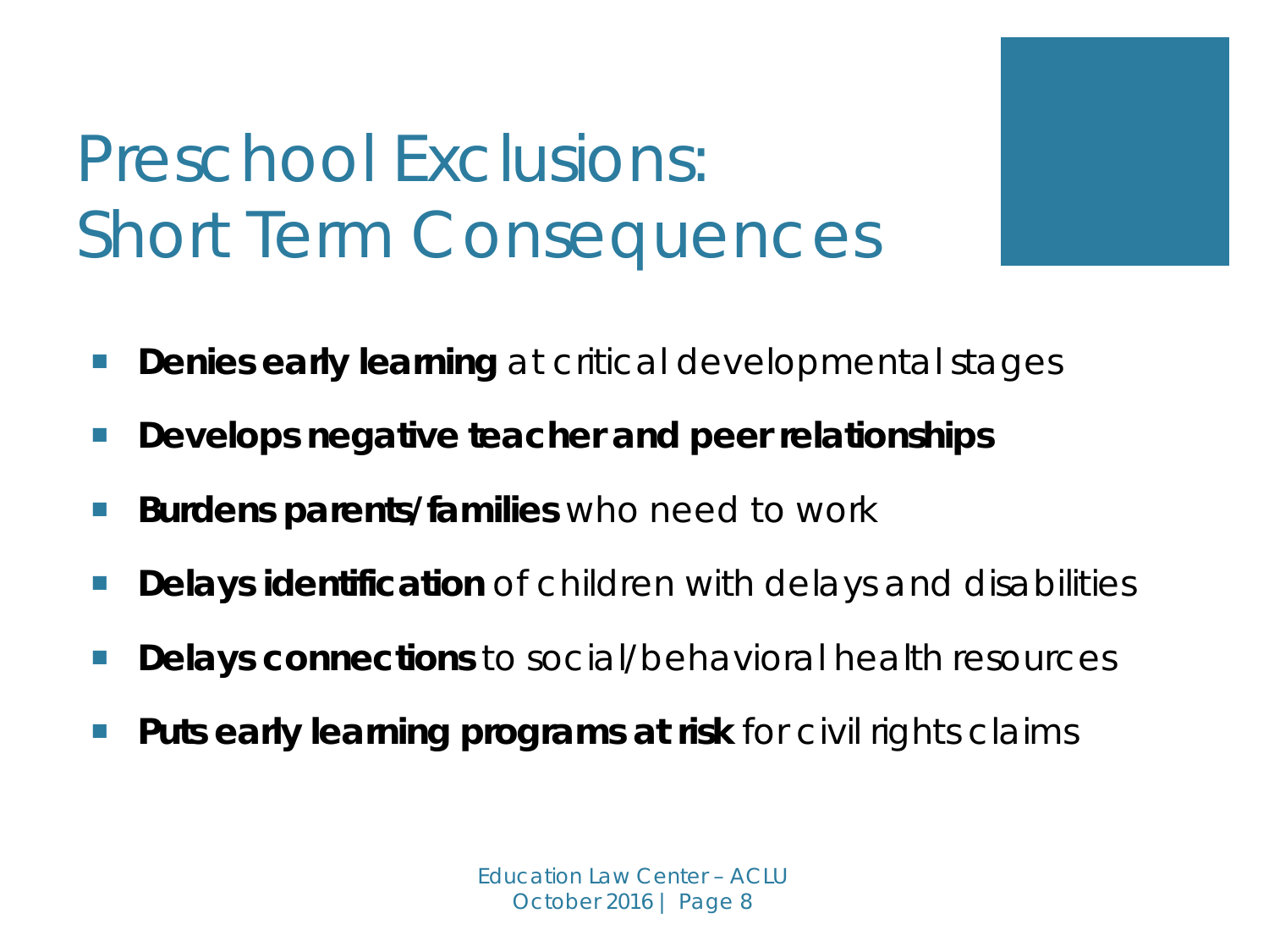# Preschool Exclusions: Short Term Consequences

- **Denies early learning** at critical developmental stages
- **Develops negative teacher and peer relationships**
- **Burdens parents/families** who need to work
- **Delays identification** of children with delays and disabilities
- **Delays connections** to social/behavioral health resources
- **Puts early learning programs at risk** for civil rights claims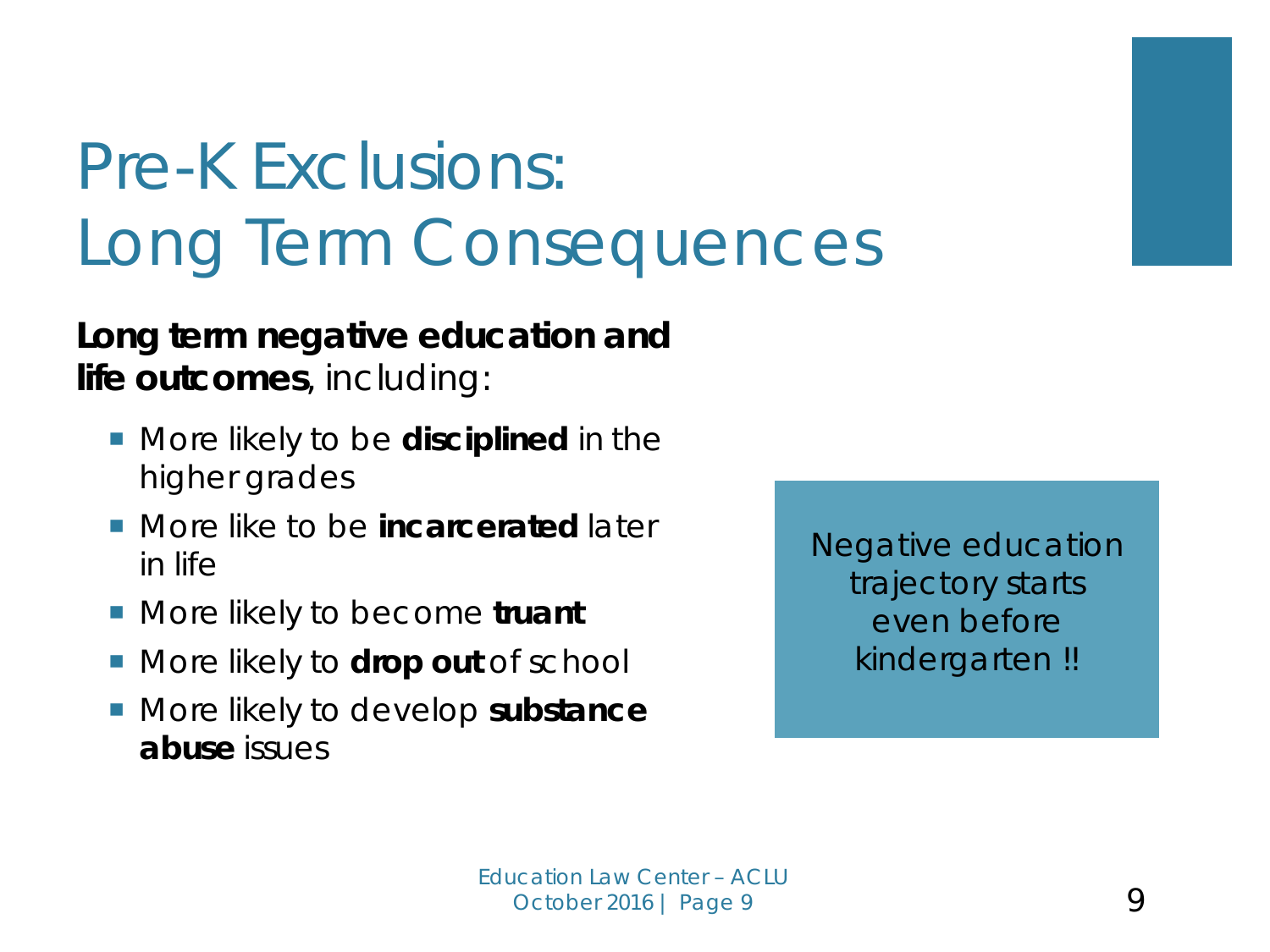# Pre-K Exclusions: Long Term Consequences

**Long term negative education and life outcomes**, including:

- More likely to be **disciplined** in the higher grades
- More like to be **incarcerated** later in life
- More likely to become **truant**
- More likely to **drop out** of school
- More likely to develop **substance abuse** issues

Negative education trajectory starts even before kindergarten !!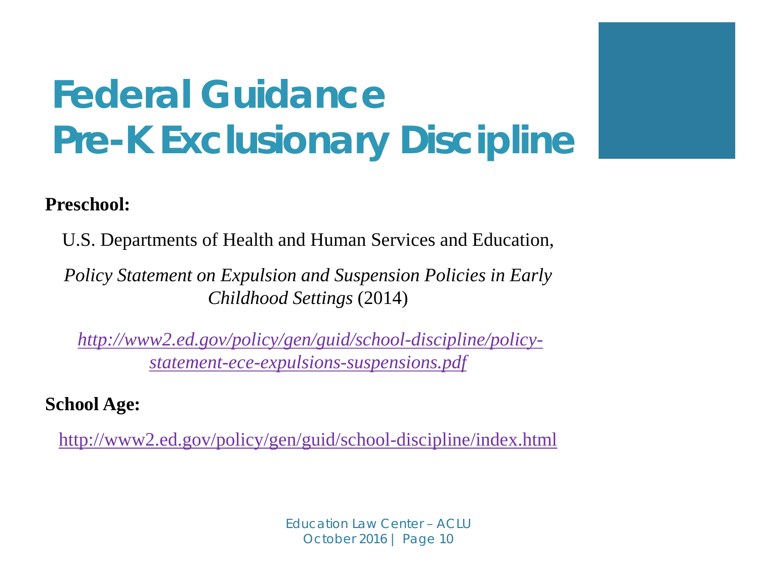# Federal Guidance
# Pre-K Exclusionary Discipline

**Preschool:**

U.S. Departments of Health and Human Services and Education,

*Policy Statement on Expulsion and Suspension Policies in Early Childhood Settings* (2014)

*http://www2.ed.gov/policy/gen/guid/school-discipline/policy-statement-ece-expulsions-suspensions.pdf*

**School Age:**

http://www2.ed.gov/policy/gen/guid/school-discipline/index.html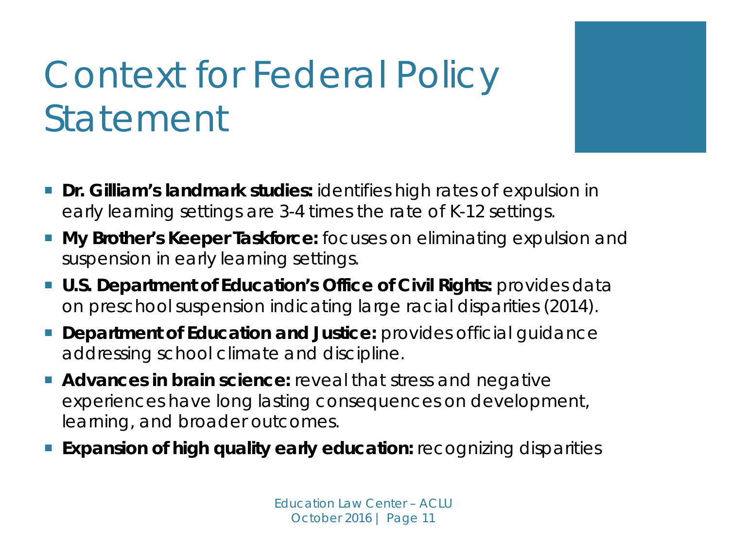# Context for Federal Policy Statement

- **Dr. Gilliam's landmark studies:** identifies high rates of expulsion in early learning settings are 3-4 times the rate of K-12 settings.
- **My Brother's Keeper Taskforce:** focuses on eliminating expulsion and suspension in early learning settings.
- **U.S. Department of Education's Office of Civil Rights:** provides data on preschool suspension indicating large racial disparities (2014).
- **Department of Education and Justice:** provides official guidance addressing school climate and discipline.
- **Advances in brain science:** reveal that stress and negative experiences have long lasting consequences on development, learning, and broader outcomes.
- **Expansion of high quality early education:** recognizing disparities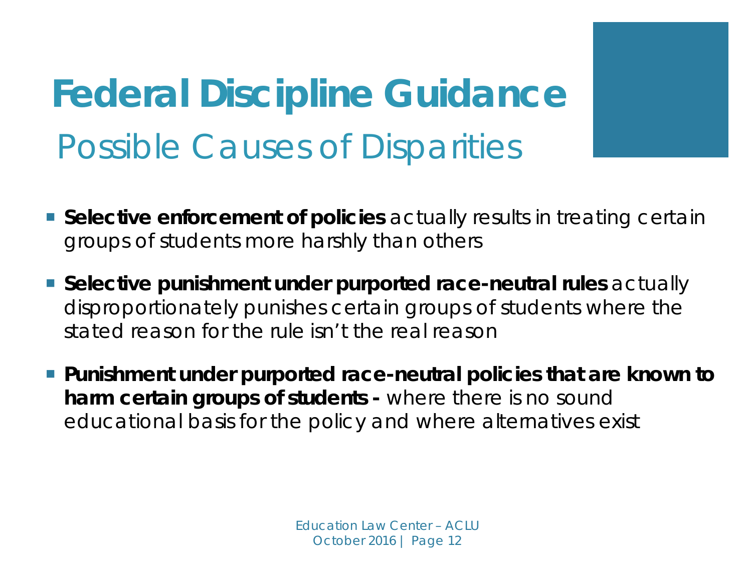# Federal Discipline Guidance

## Possible Causes of Disparities

- **Selective enforcement of policies** actually results in treating certain groups of students more harshly than others
- **Selective punishment under purported race-neutral rules** actually disproportionately punishes certain groups of students where the stated reason for the rule isn't the real reason
- **Punishment under purported race-neutral policies that are known to harm certain groups of students -** where there is no sound educational basis for the policy and where alternatives exist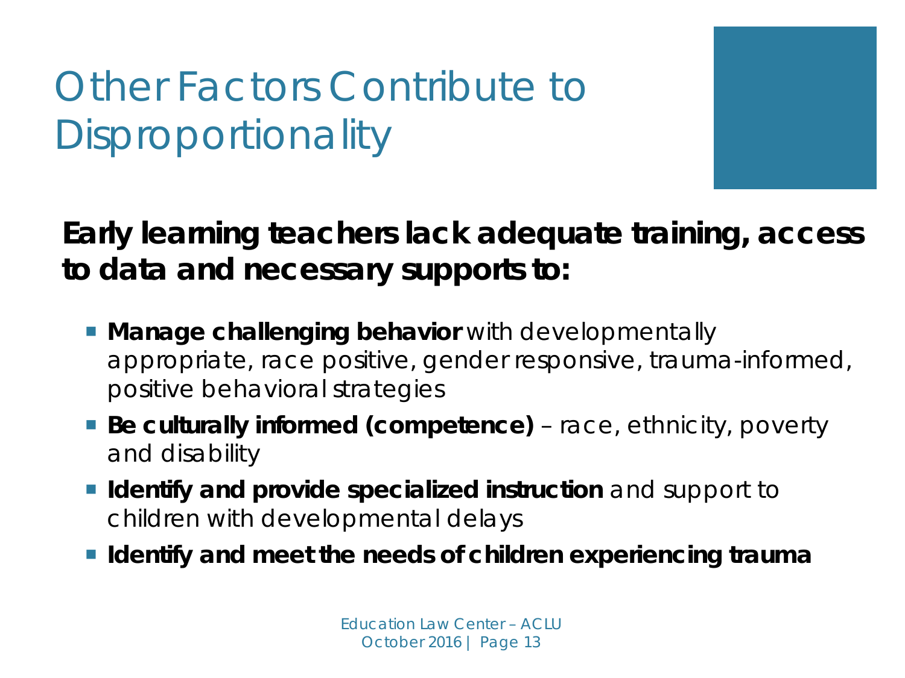# Other Factors Contribute to Disproportionality

**Early learning teachers lack adequate training, access to data and necessary supports to:**

- **Manage challenging behavior** with developmentally appropriate, race positive, gender responsive, trauma-informed, positive behavioral strategies
- **Be culturally informed (competence)** – race, ethnicity, poverty and disability
- **Identify and provide specialized instruction** and support to children with developmental delays
- **Identify and meet the needs of children experiencing trauma**

Education Law Center – ACLU
October 2016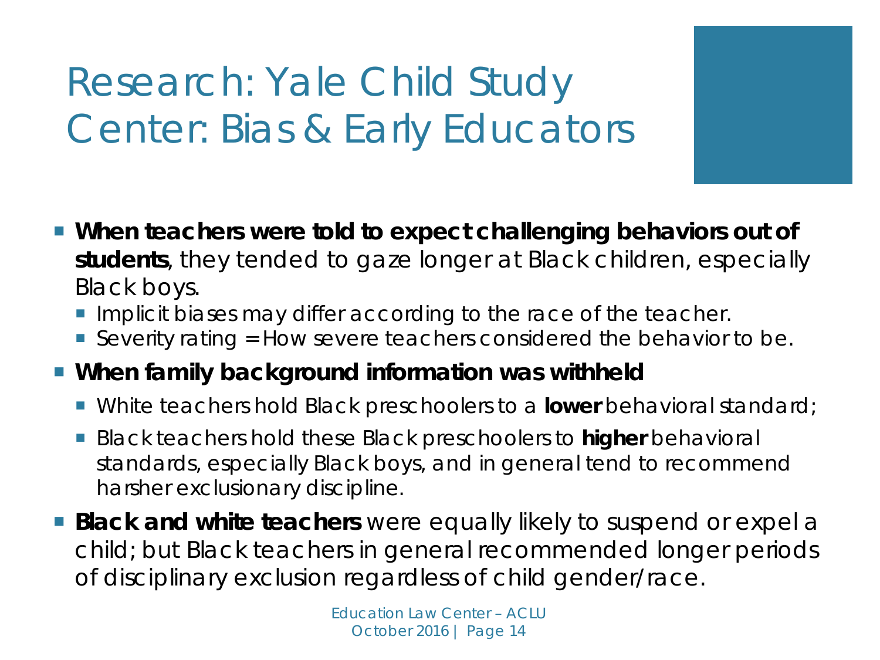# Research: Yale Child Study Center: Bias & Early Educators

- **When teachers were told to expect challenging behaviors out of students**, they tended to gaze longer at Black children, especially Black boys.
  - Implicit biases may differ according to the race of the teacher.
  - Severity rating = How severe teachers considered the behavior to be.
- **When family background information was withheld**
  - White teachers hold Black preschoolers to a **lower** behavioral standard;
  - Black teachers hold these Black preschoolers to **higher** behavioral standards, especially Black boys, and in general tend to recommend harsher exclusionary discipline.
- **Black and white teachers** were equally likely to suspend or expel a child; but Black teachers in general recommended longer periods of disciplinary exclusion regardless of child gender/race.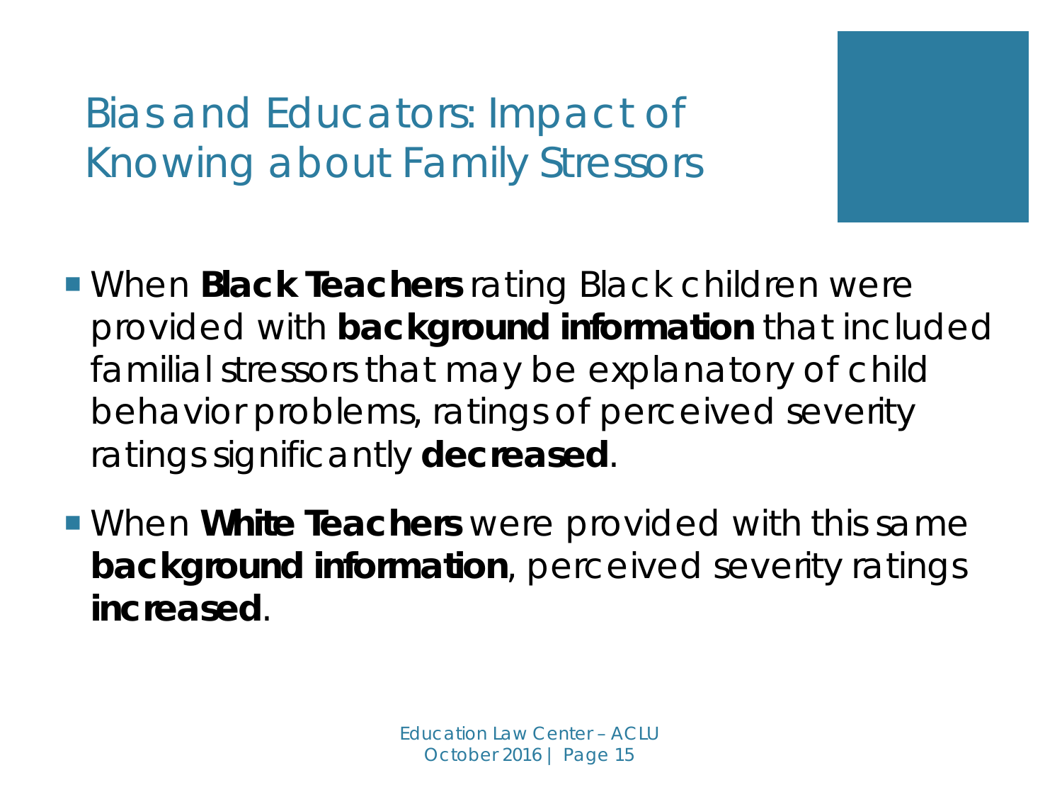# Bias and Educators: Impact of Knowing about Family Stressors

- When **Black Teachers** rating Black children were provided with **background information** that included familial stressors that may be explanatory of child behavior problems, ratings of perceived severity ratings significantly **decreased**.
- When **White Teachers** were provided with this same **background information**, perceived severity ratings **increased**.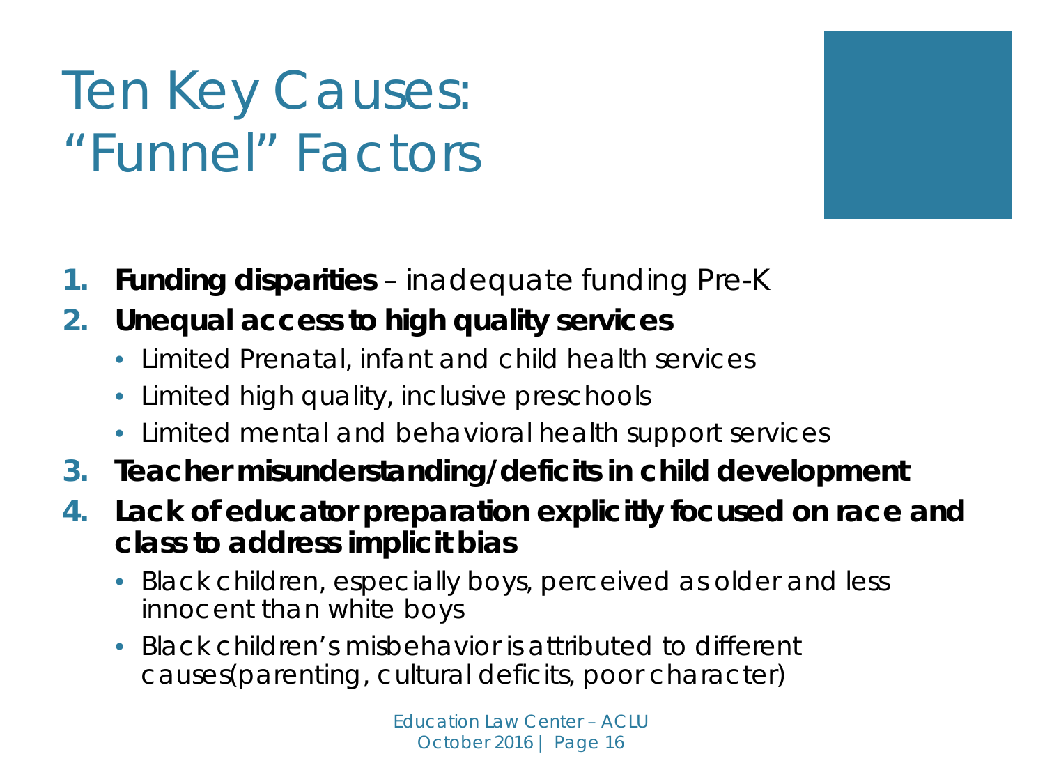# Ten Key Causes: “Funnel” Factors

1. **Funding disparities** – inadequate funding Pre-K
2. **Unequal access to high quality services**
   - Limited Prenatal, infant and child health services
   - Limited high quality, inclusive preschools
   - Limited mental and behavioral health support services
3. **Teacher misunderstanding/deficits in child development**
4. **Lack of educator preparation explicitly focused on race and class to address implicit bias**
   - Black children, especially boys, perceived as older and less innocent than white boys
   - Black children’s misbehavior is attributed to different causes(parenting, cultural deficits, poor character)

Education Law Center – ACLU
October 2016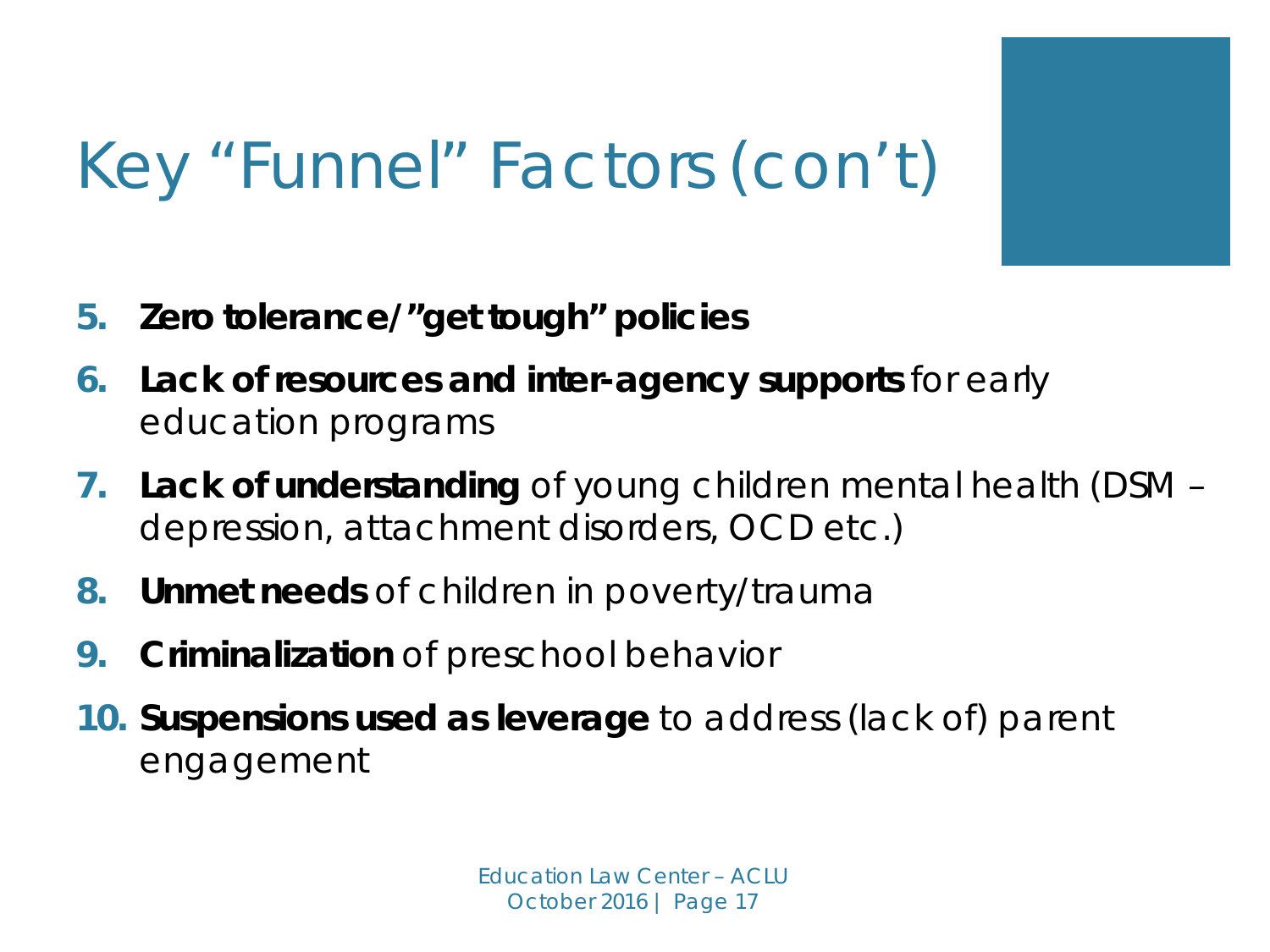# Key "Funnel" Factors (con't)

5. **Zero tolerance/"get tough" policies**
6. **Lack of resources and inter-agency supports** for early education programs
7. **Lack of understanding** of young children mental health (DSM – depression, attachment disorders, OCD etc.)
8. **Unmet needs** of children in poverty/trauma
9. **Criminalization** of preschool behavior
10. **Suspensions used as leverage** to address (lack of) parent engagement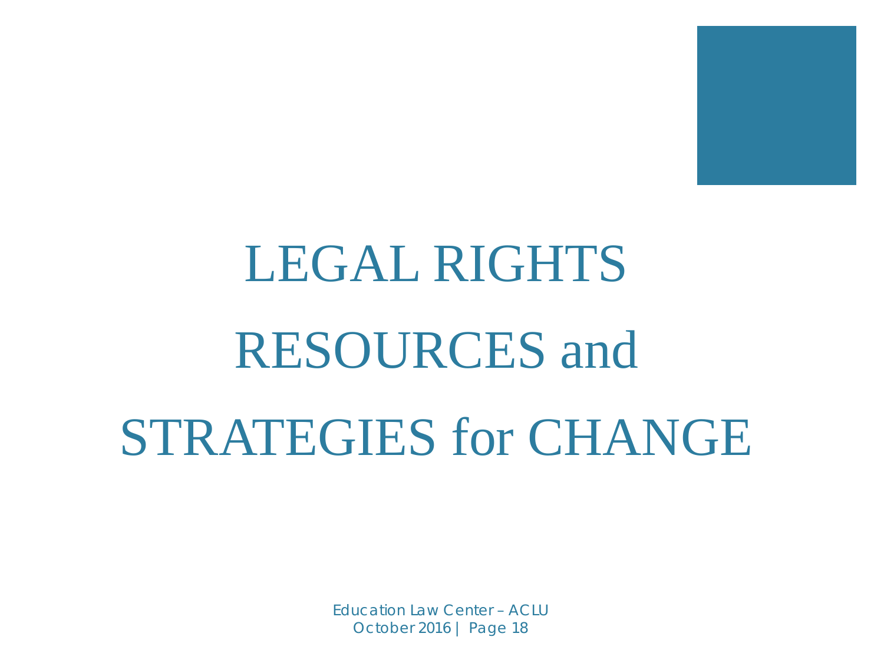# LEGAL RIGHTS RESOURCES and STRATEGIES for CHANGE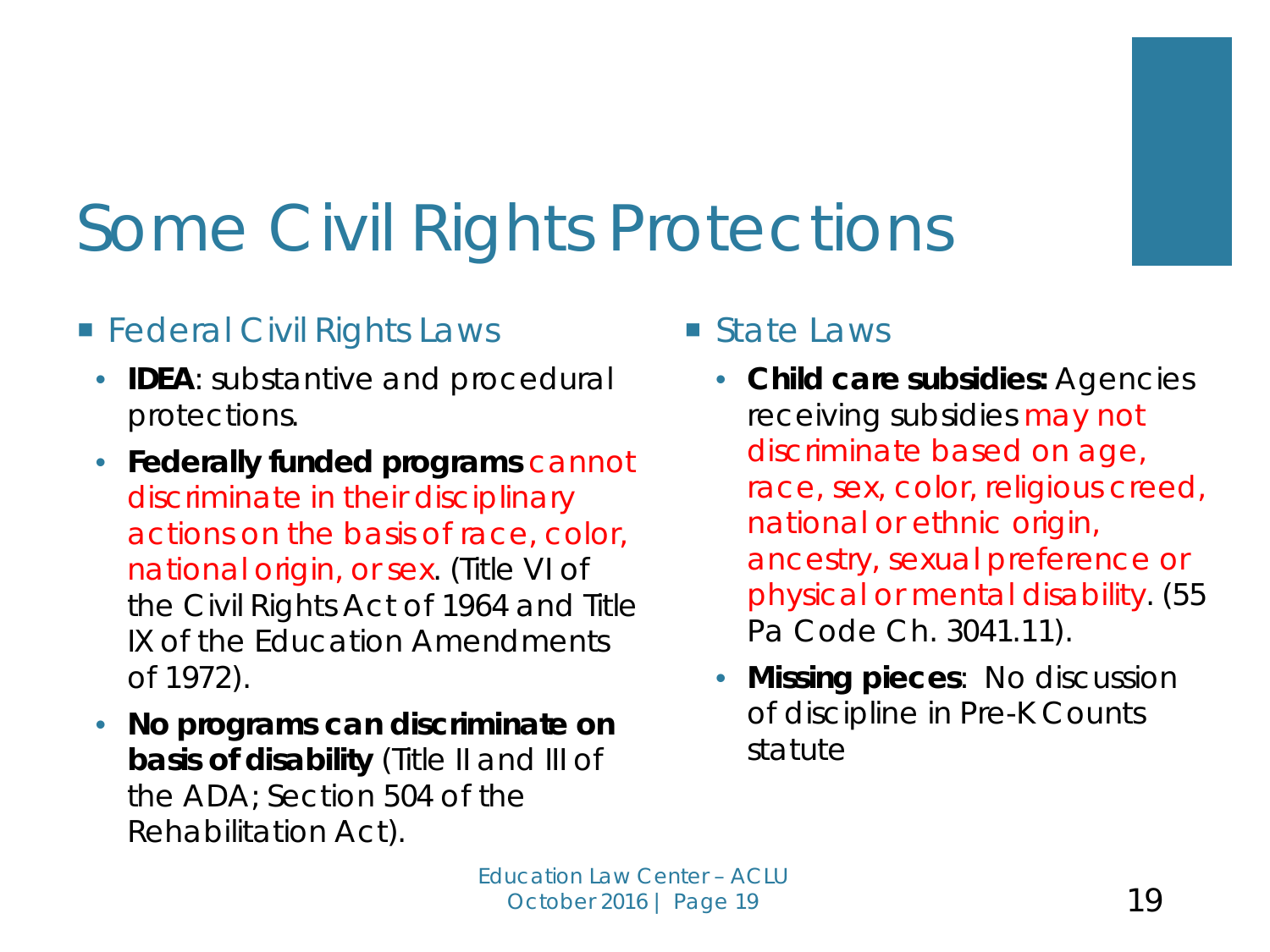# Some Civil Rights Protections

- Federal Civil Rights Laws
  - **IDEA**: substantive and procedural protections.
  - **Federally funded programs** cannot discriminate in their disciplinary actions on the basis of race, color, national origin, or sex. (Title VI of the Civil Rights Act of 1964 and Title IX of the Education Amendments of 1972).
  - **No programs can discriminate on basis of disability** (Title II and III of the ADA; Section 504 of the Rehabilitation Act).

- State Laws
  - **Child care subsidies:** Agencies receiving subsidies may not discriminate based on age, race, sex, color, religious creed, national or ethnic origin, ancestry, sexual preference or physical or mental disability. (55 Pa Code Ch. 3041.11).
  - **Missing pieces**: No discussion of discipline in Pre-K Counts statute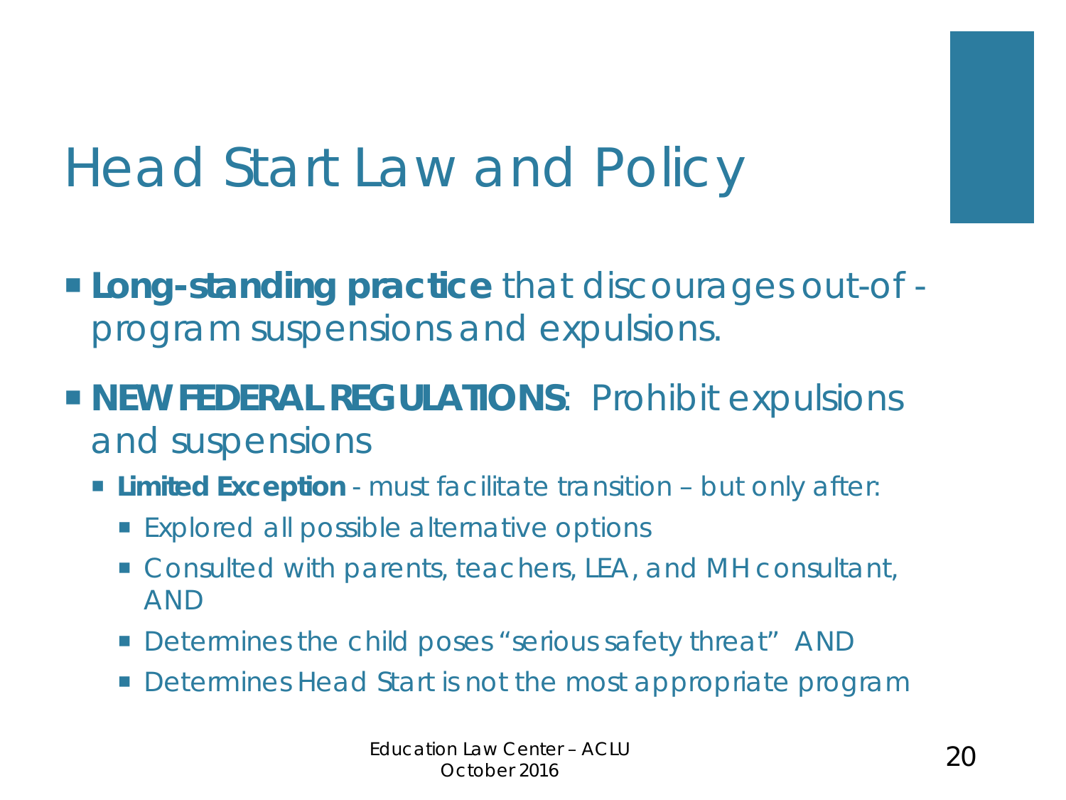# Head Start Law and Policy

- **Long-standing practice** that discourages out-of-program suspensions and expulsions.
- **NEW FEDERAL REGULATIONS**: Prohibit expulsions and suspensions
  - **Limited Exception** - must facilitate transition – but only after:
    - Explored all possible alternative options
    - Consulted with parents, teachers, LEA, and MH consultant, AND
    - Determines the child poses "serious safety threat" AND
    - Determines Head Start is not the most appropriate program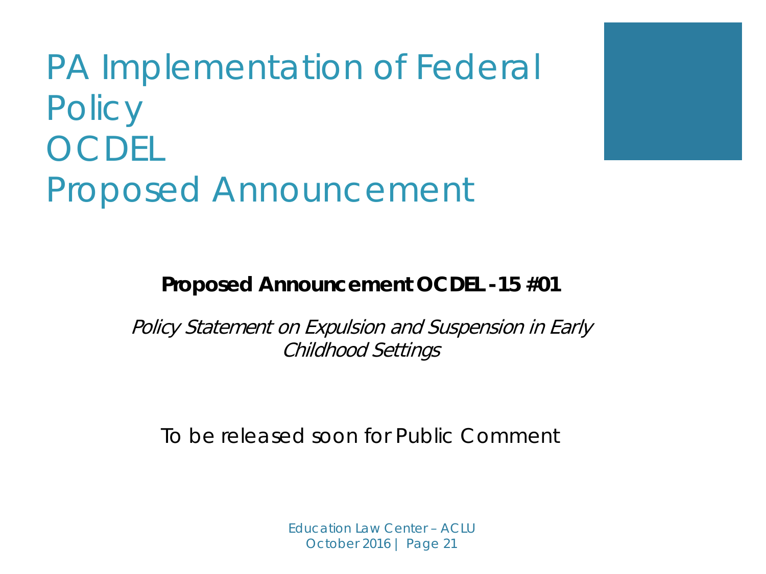# PA Implementation of Federal Policy OCDEL Proposed Announcement

**Proposed Announcement OCDEL -15 #01**

*Policy Statement on Expulsion and Suspension in Early Childhood Settings*

To be released soon for Public Comment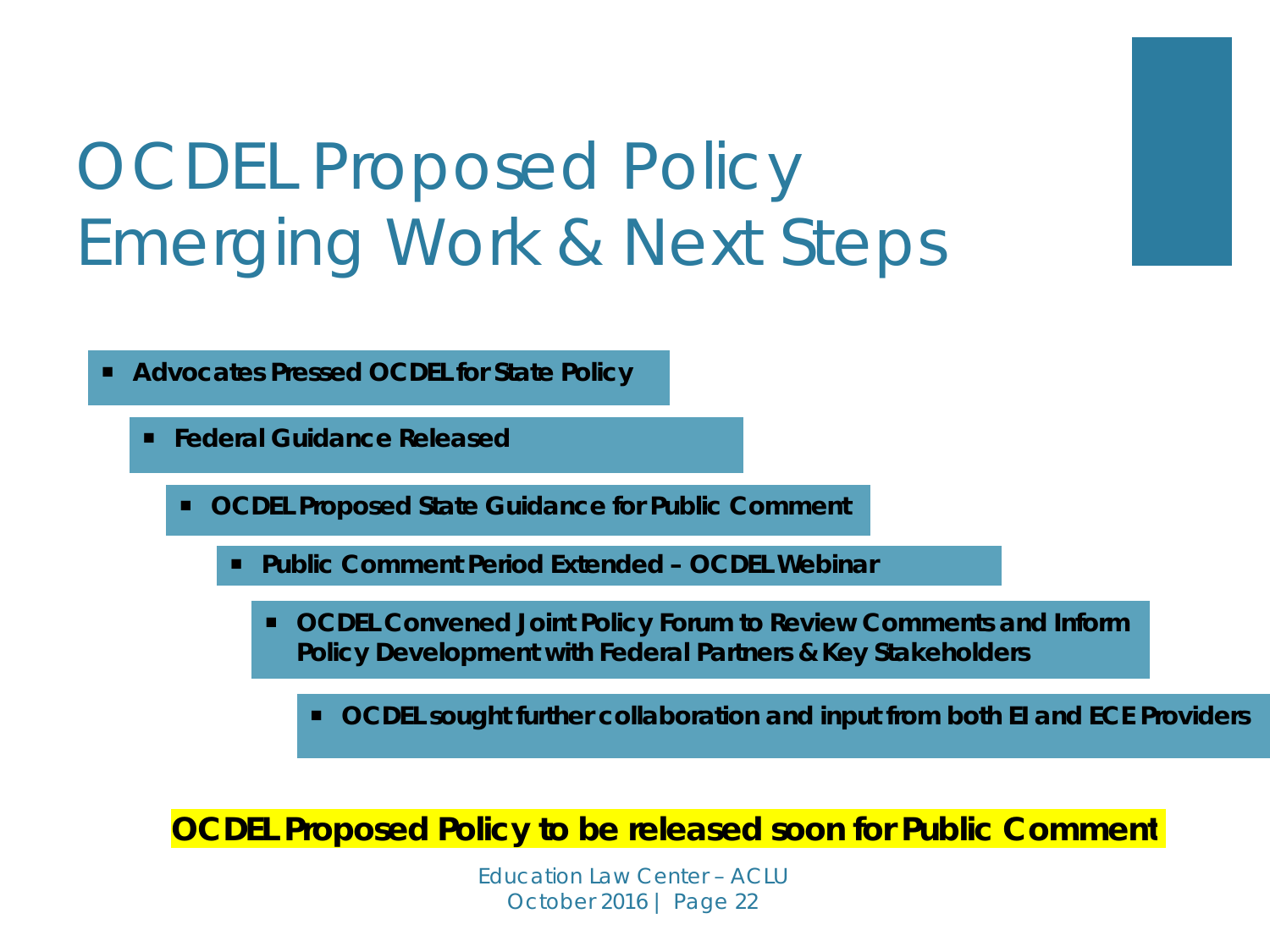# OCDEL Proposed Policy Emerging Work & Next Steps

- **Advocates Pressed OCDEL for State Policy**
  - **Federal Guidance Released**
    - **OCDEL Proposed State Guidance for Public Comment**
      - **Public Comment Period Extended – OCDEL Webinar**
        - **OCDEL Convened Joint Policy Forum to Review Comments and Inform Policy Development with Federal Partners & Key Stakeholders**
          - **OCDEL sought further collaboration and input from both EI and ECE Providers**

**OCDEL Proposed Policy to be released soon for Public Comment**

Education Law Center – ACLU
October 2016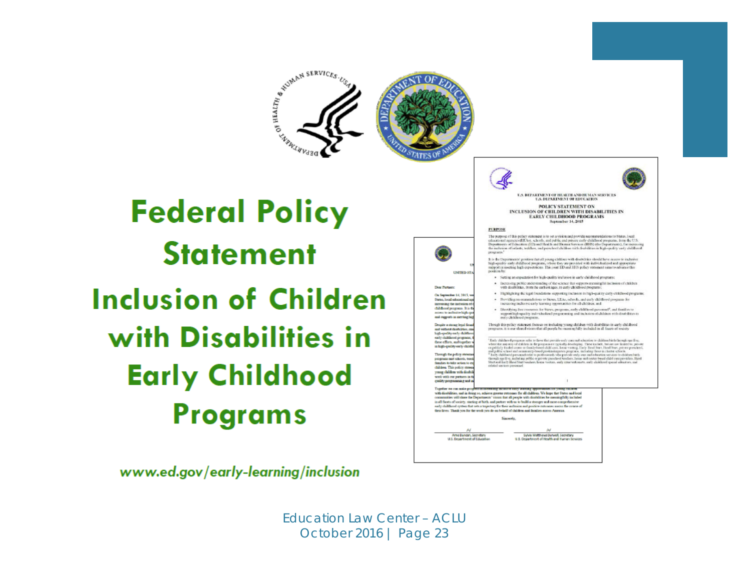# Federal Policy Statement

## Inclusion of Children with Disabilities in Early Childhood Programs

*www.ed.gov/early-learning/inclusion*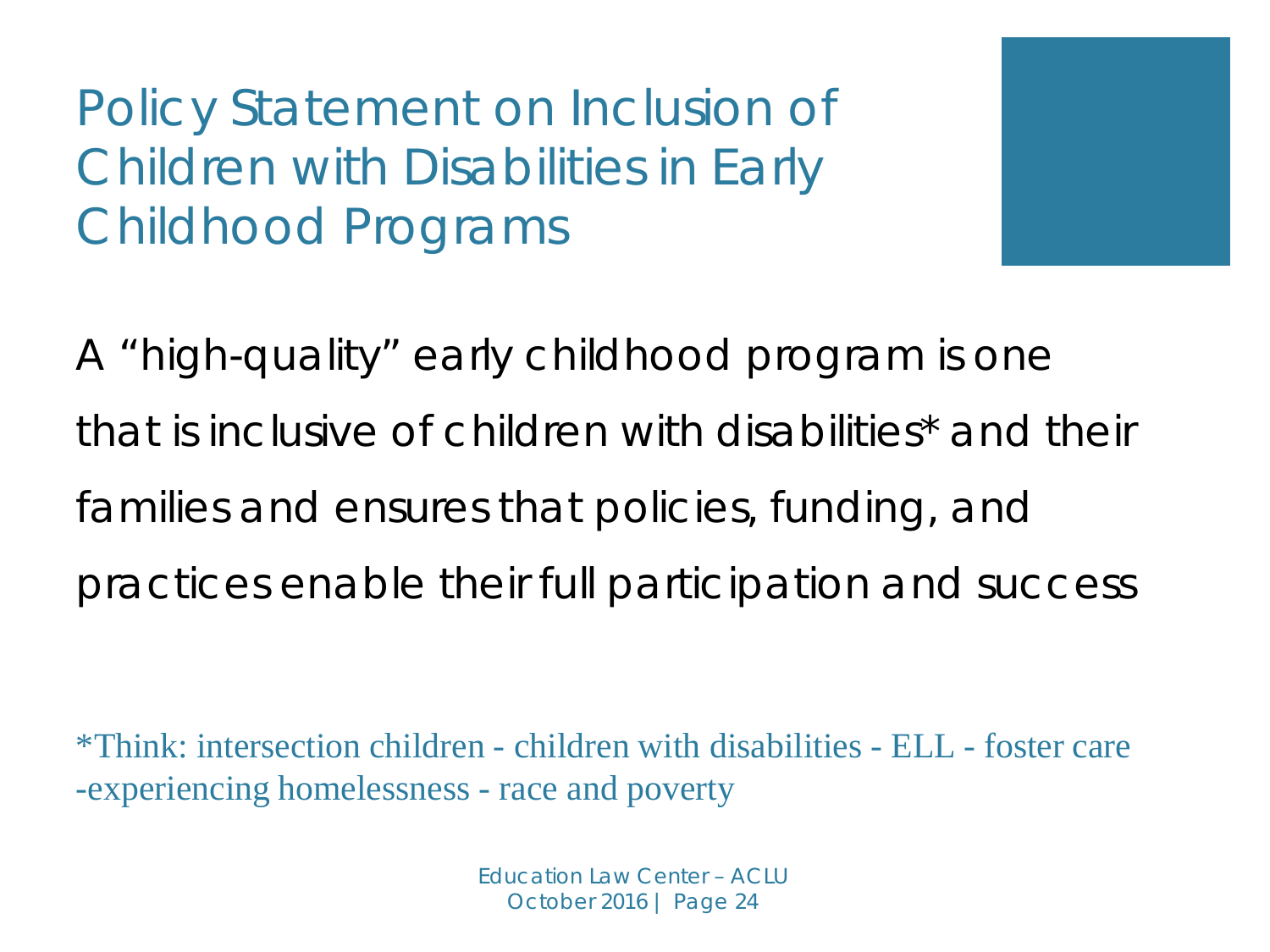# Policy Statement on Inclusion of Children with Disabilities in Early Childhood Programs

A "high-quality" early childhood program is one that is inclusive of children with disabilities* and their families and ensures that policies, funding, and practices enable their full participation and success

*Think: intersection children - children with disabilities - ELL - foster care -experiencing homelessness - race and poverty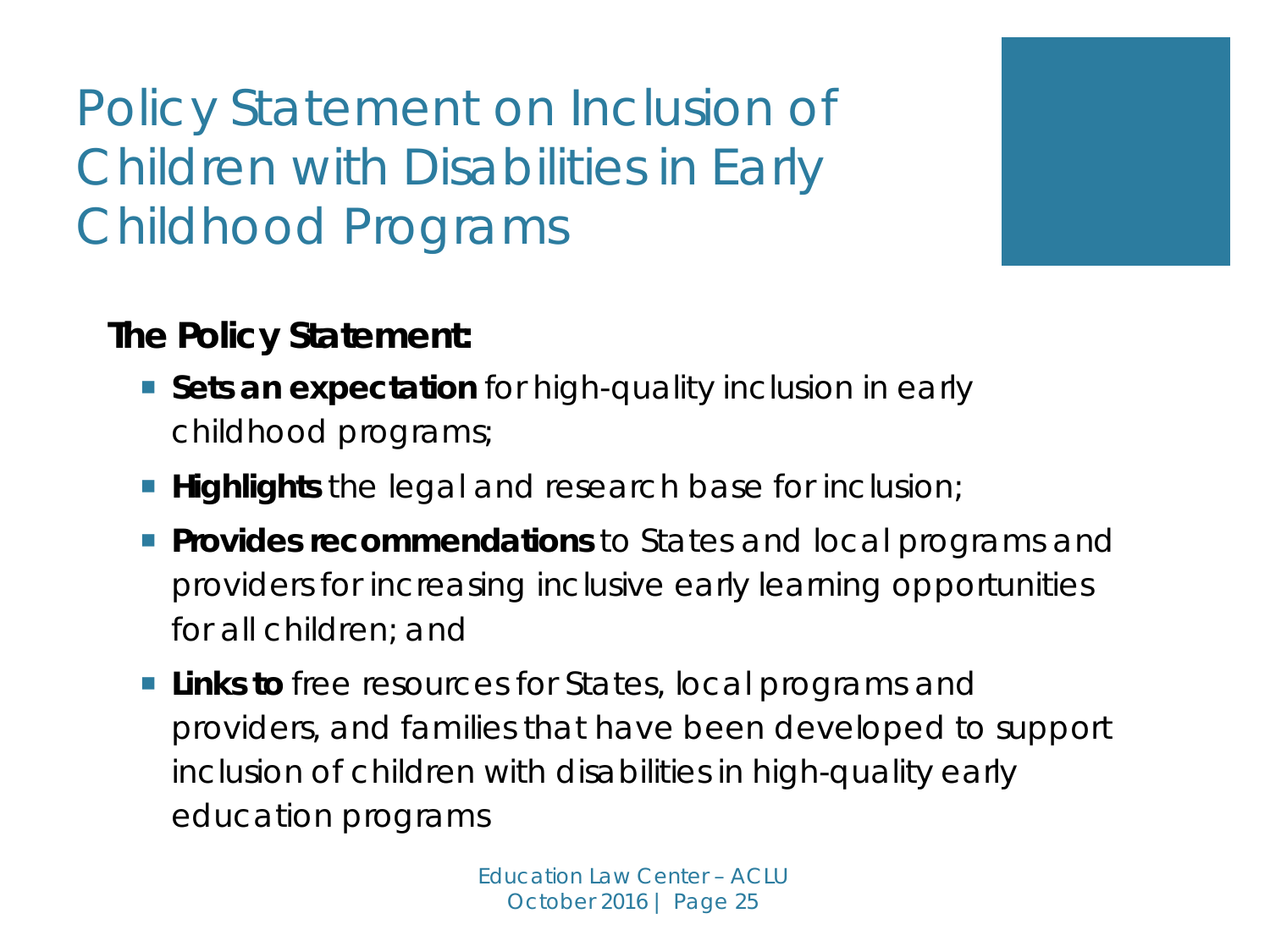# Policy Statement on Inclusion of Children with Disabilities in Early Childhood Programs

**The Policy Statement:**

- **Sets an expectation** for high-quality inclusion in early childhood programs;
- **Highlights** the legal and research base for inclusion;
- **Provides recommendations** to States and local programs and providers for increasing inclusive early learning opportunities for all children; and
- **Links to** free resources for States, local programs and providers, and families that have been developed to support inclusion of children with disabilities in high-quality early education programs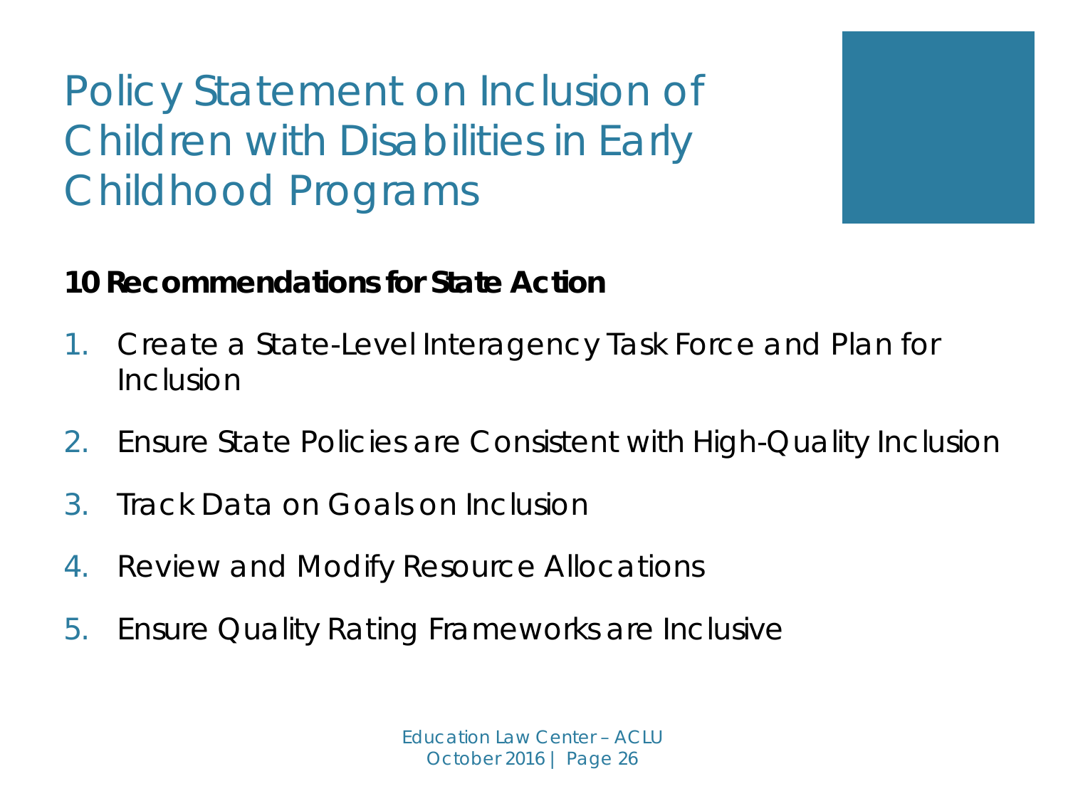# Policy Statement on Inclusion of Children with Disabilities in Early Childhood Programs

**10 Recommendations for State Action**

1. Create a State-Level Interagency Task Force and Plan for Inclusion
2. Ensure State Policies are Consistent with High-Quality Inclusion
3. Track Data on Goals on Inclusion
4. Review and Modify Resource Allocations
5. Ensure Quality Rating Frameworks are Inclusive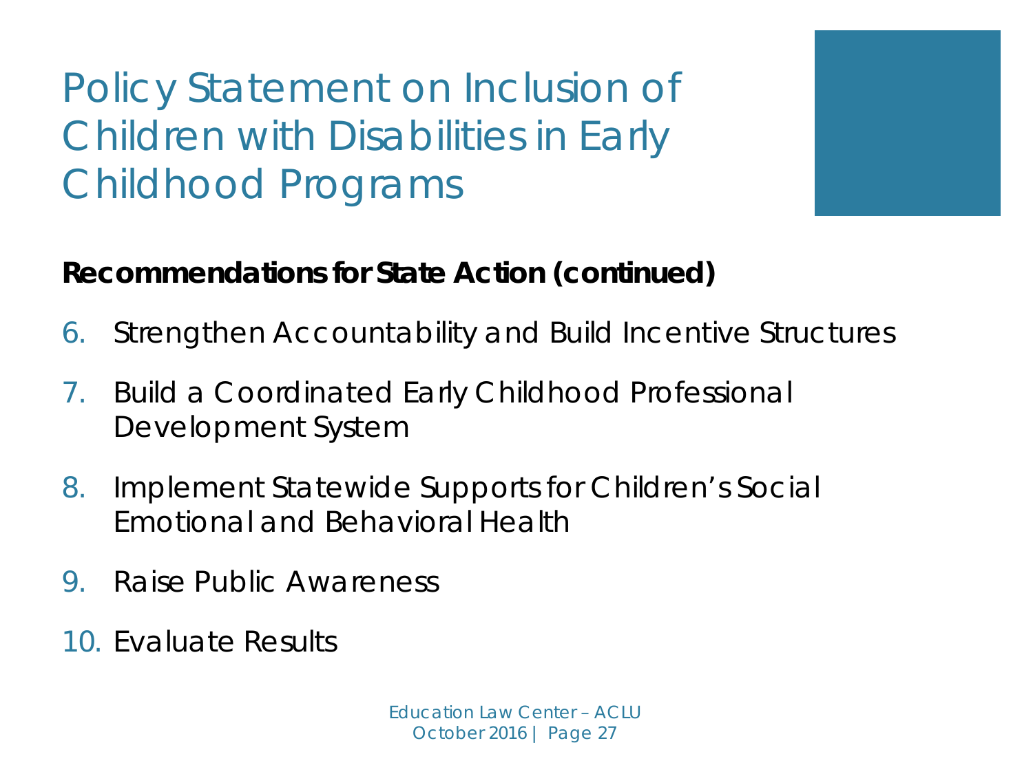# Policy Statement on Inclusion of Children with Disabilities in Early Childhood Programs

**Recommendations for State Action (continued)**

6. Strengthen Accountability and Build Incentive Structures
7. Build a Coordinated Early Childhood Professional Development System
8. Implement Statewide Supports for Children's Social Emotional and Behavioral Health
9. Raise Public Awareness
10. Evaluate Results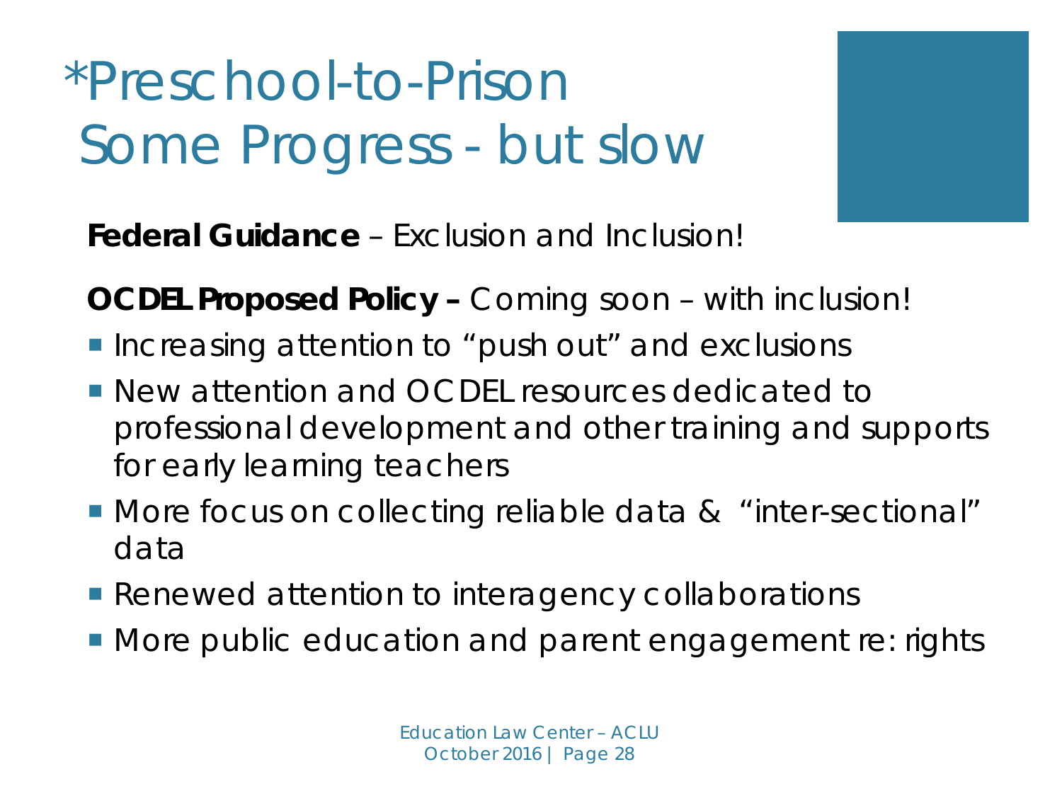# *Preschool-to-Prison Some Progress - but slow

**Federal Guidance** – Exclusion and Inclusion!

**OCDEL Proposed Policy –** Coming soon – with inclusion!

- Increasing attention to "push out" and exclusions
- New attention and OCDEL resources dedicated to professional development and other training and supports for early learning teachers
- More focus on collecting reliable data & "inter-sectional" data
- Renewed attention to interagency collaborations
- More public education and parent engagement re: rights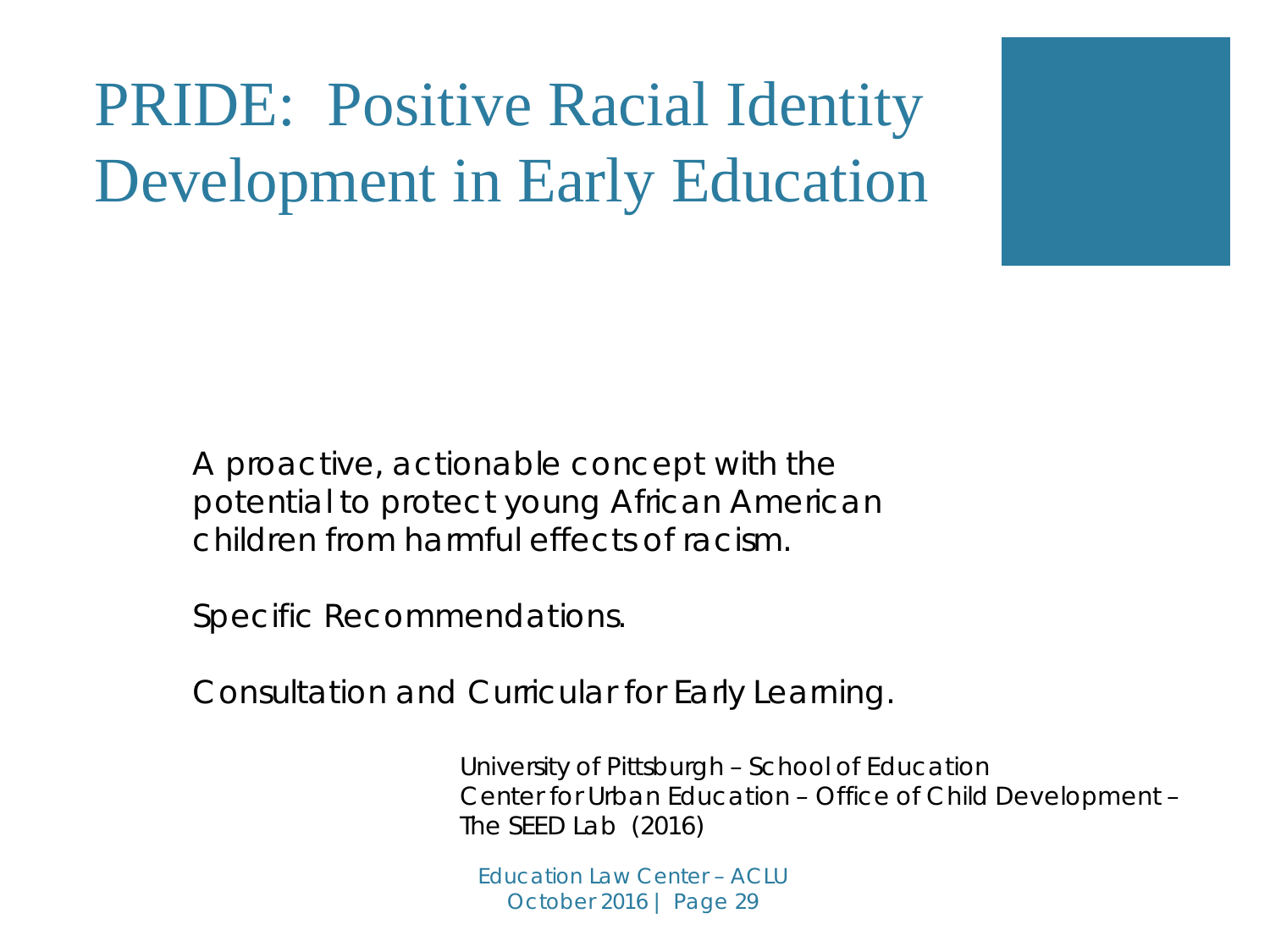# PRIDE: Positive Racial Identity Development in Early Education

A proactive, actionable concept with the potential to protect young African American children from harmful effects of racism.

Specific Recommendations.

Consultation and Curricular for Early Learning.

University of Pittsburgh – School of Education
Center for Urban Education – Office of Child Development – The SEED Lab (2016)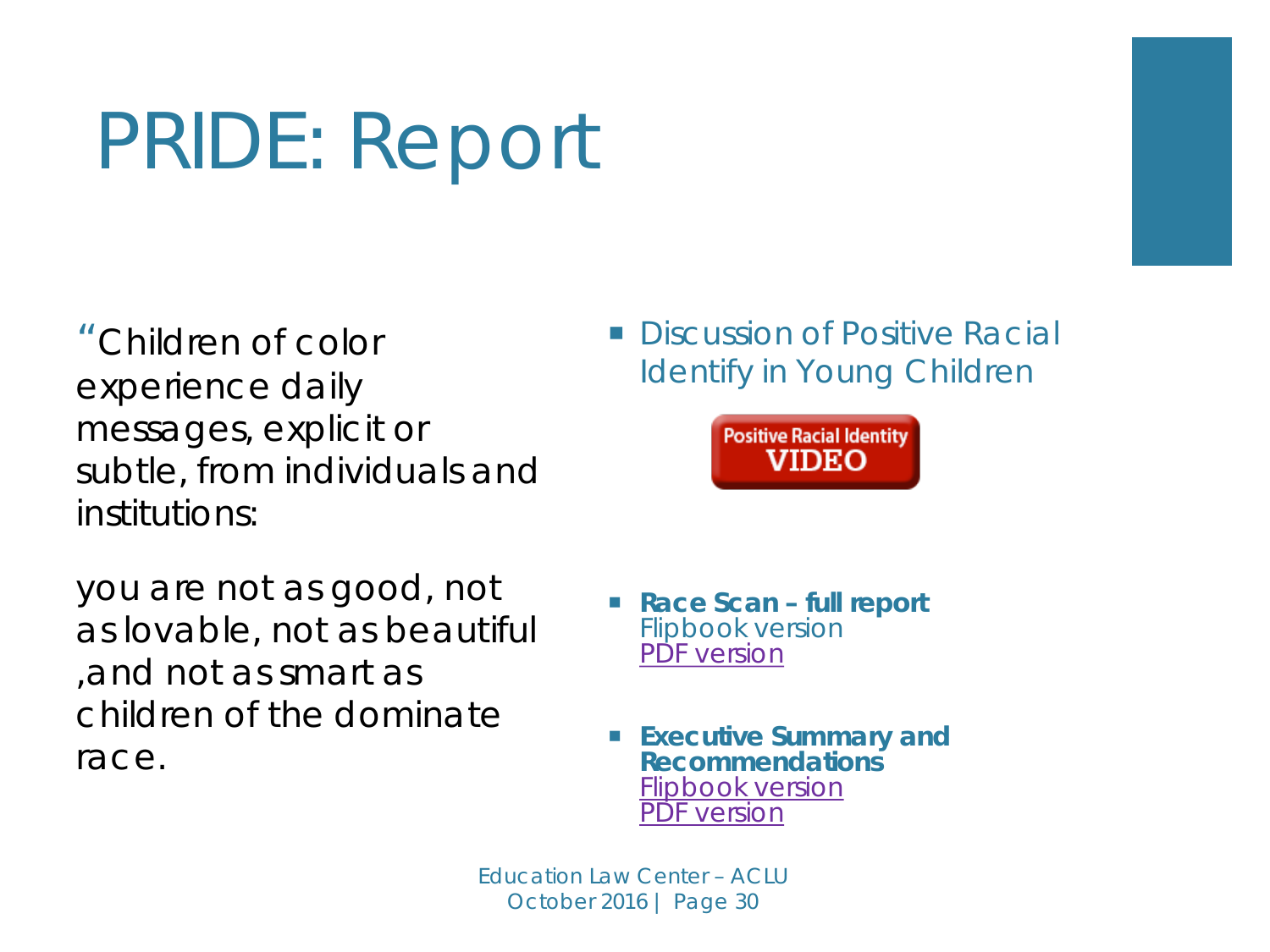# PRIDE: Report

"Children of color experience daily messages, explicit or subtle, from individuals and institutions:

you are not as good, not as lovable, not as beautiful ,and not as smart as children of the dominate race.

- Discussion of Positive Racial Identify in Young Children

Positive Racial Identity VIDEO

- **Race Scan – full report**
  Flipbook version
  PDF version

- **Executive Summary and Recommendations**
  Flipbook version
  PDF version

Education Law Center – ACLU
October 2016 | Page 30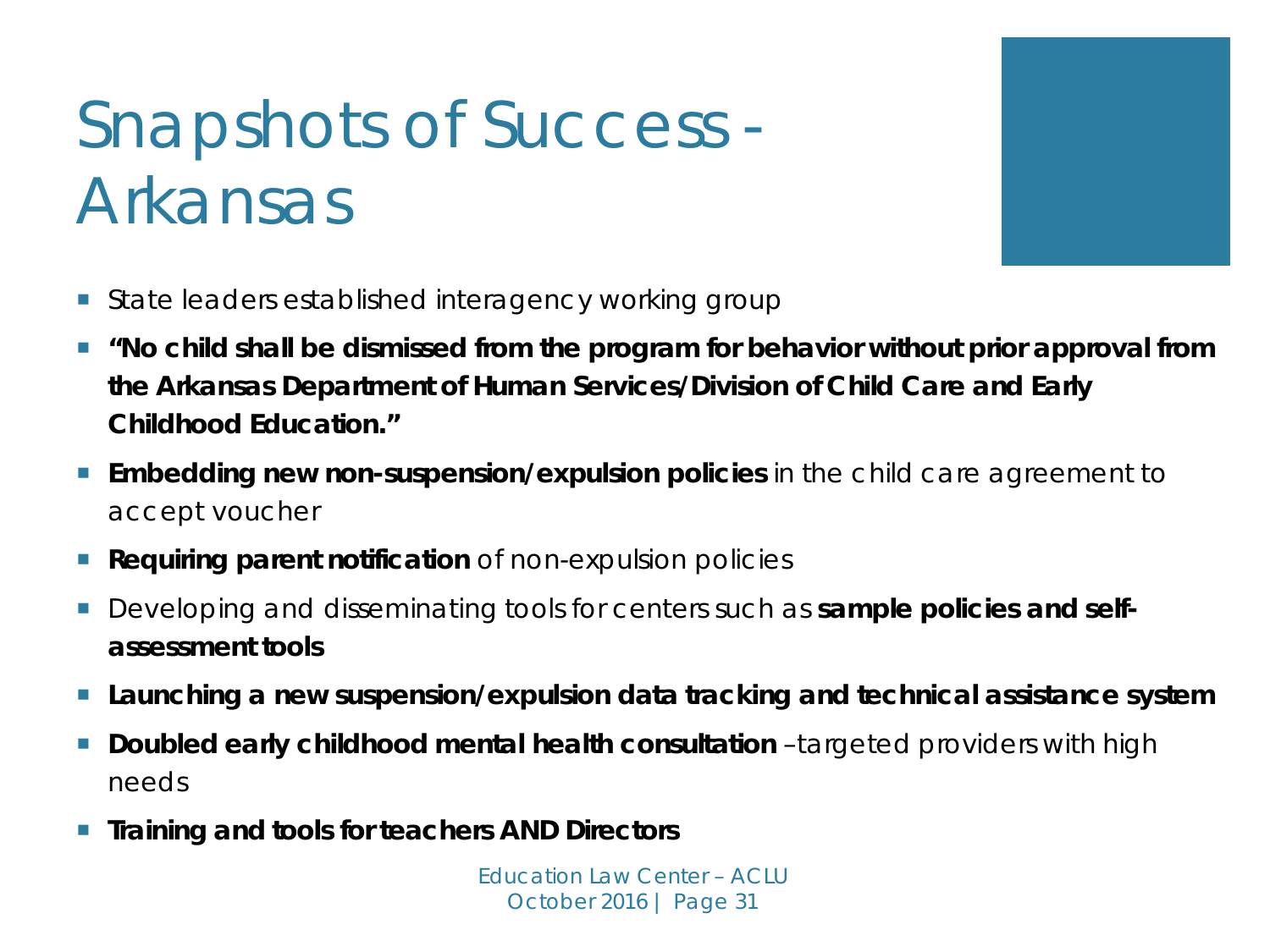# Snapshots of Success - Arkansas

- State leaders established interagency working group
- **"No child shall be dismissed from the program for behavior without prior approval from the Arkansas Department of Human Services/Division of Child Care and Early Childhood Education."**
- **Embedding new non-suspension/expulsion policies** in the child care agreement to accept voucher
- **Requiring parent notification** of non-expulsion policies
- Developing and disseminating tools for centers such as **sample policies and self-assessment tools**
- **Launching a new suspension/expulsion data tracking and technical assistance system**
- **Doubled early childhood mental health consultation** –targeted providers with high needs
- **Training and tools for teachers AND Directors**

Education Law Center – ACLU
October 2016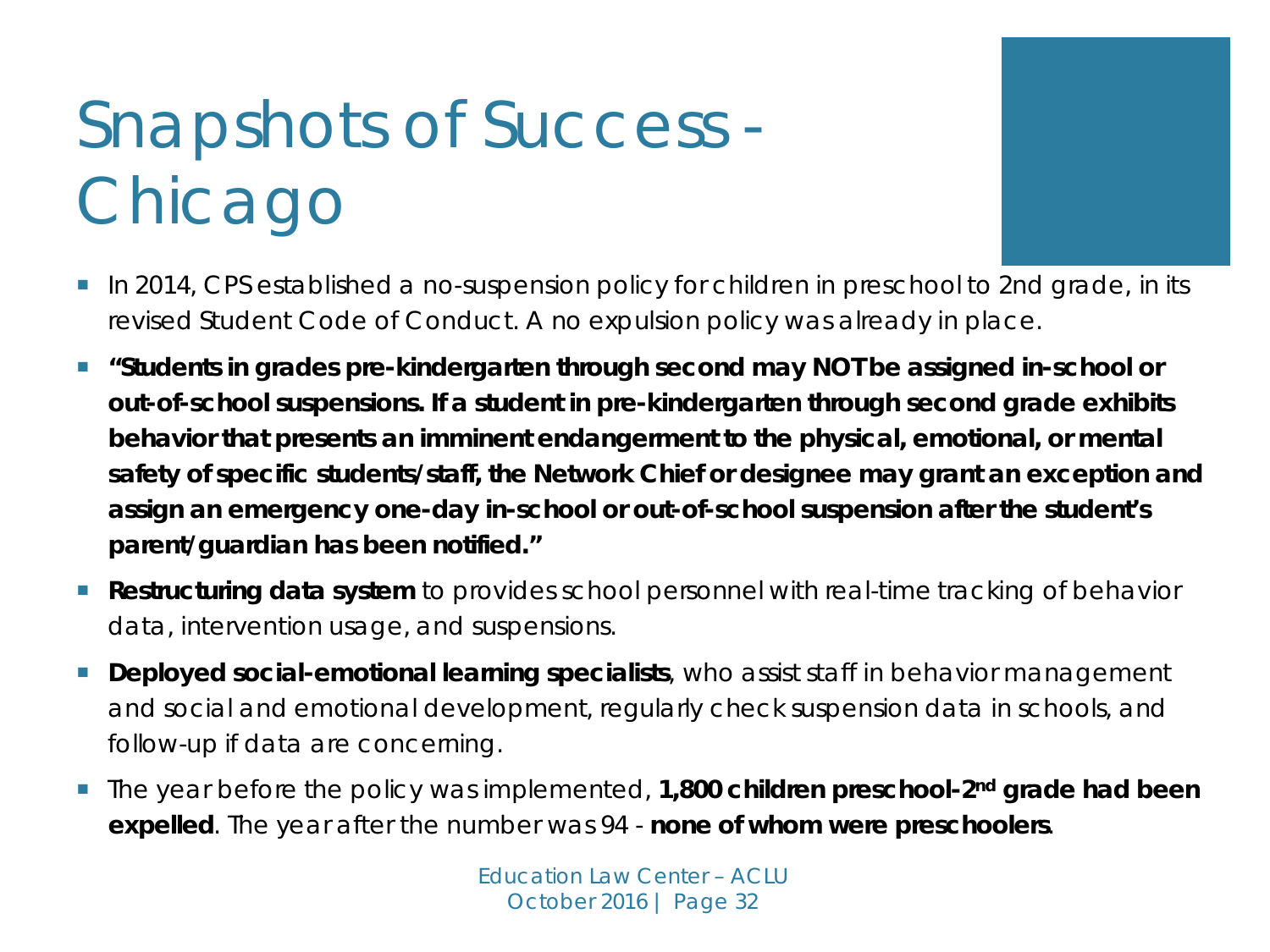# Snapshots of Success - Chicago

- In 2014, CPS established a no-suspension policy for children in preschool to 2nd grade, in its revised Student Code of Conduct. A no expulsion policy was already in place.
- **"Students in grades pre-kindergarten through second may NOT be assigned in-school or out-of-school suspensions. If a student in pre-kindergarten through second grade exhibits behavior that presents an imminent endangerment to the physical, emotional, or mental safety of specific students/staff, the Network Chief or designee may grant an exception and assign an emergency one-day in-school or out-of-school suspension after the student's parent/guardian has been notified."**
- **Restructuring data system** to provides school personnel with real-time tracking of behavior data, intervention usage, and suspensions.
- **Deployed social-emotional learning specialists**, who assist staff in behavior management and social and emotional development, regularly check suspension data in schools, and follow-up if data are concerning.
- The year before the policy was implemented, **1,800 children preschool-2nd grade had been expelled**. The year after the number was 94 - **none of whom were preschoolers**.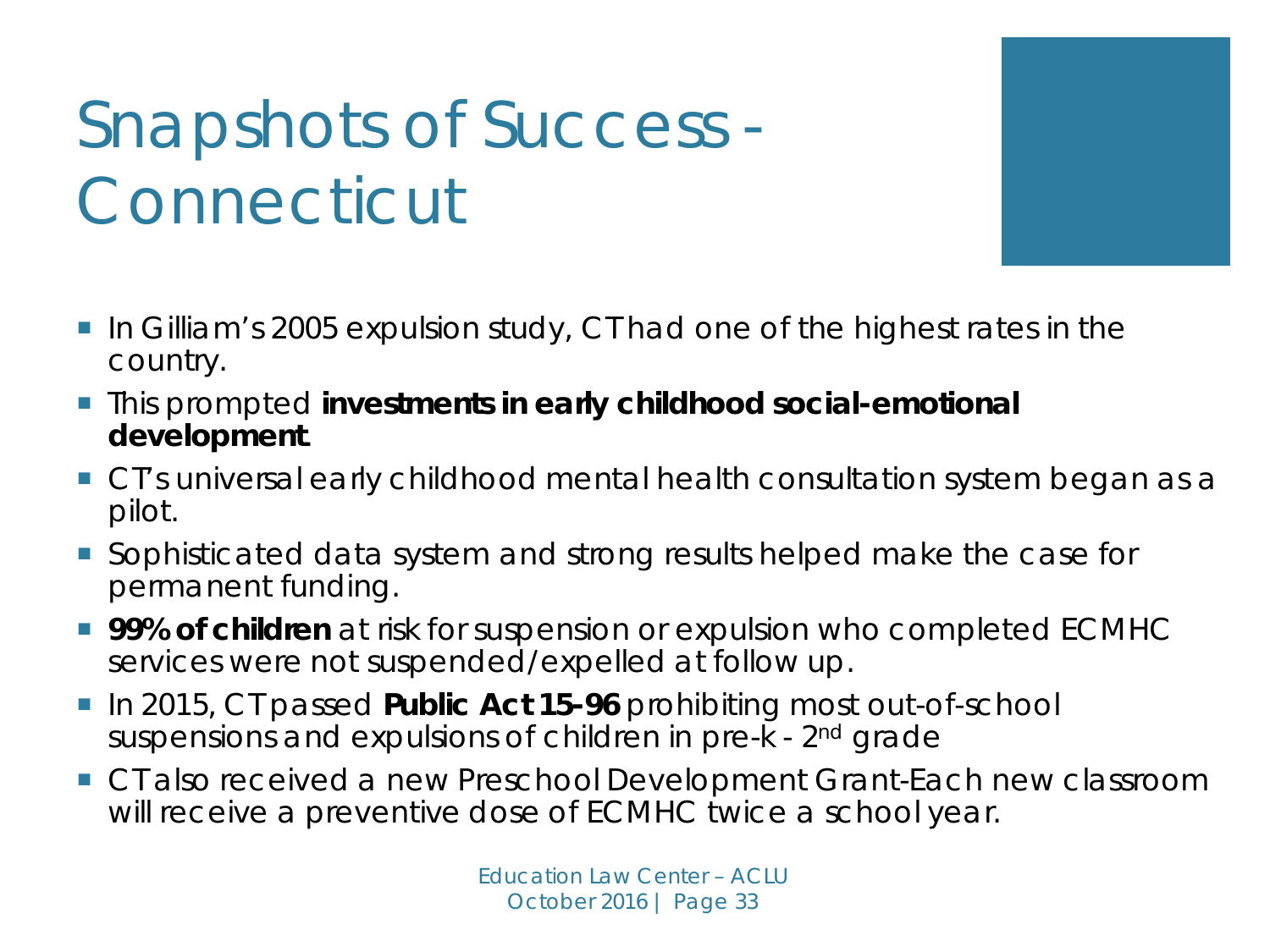# Snapshots of Success - Connecticut

- In Gilliam's 2005 expulsion study, CT had one of the highest rates in the country.
- This prompted **investments in early childhood social-emotional development**.
- CT's universal early childhood mental health consultation system began as a pilot.
- Sophisticated data system and strong results helped make the case for permanent funding.
- **99% of children** at risk for suspension or expulsion who completed ECMHC services were not suspended/expelled at follow up.
- In 2015, CT passed **Public Act 15-96** prohibiting most out-of-school suspensions and expulsions of children in pre-k - 2nd grade
- CT also received a new Preschool Development Grant-Each new classroom will receive a preventive dose of ECMHC twice a school year.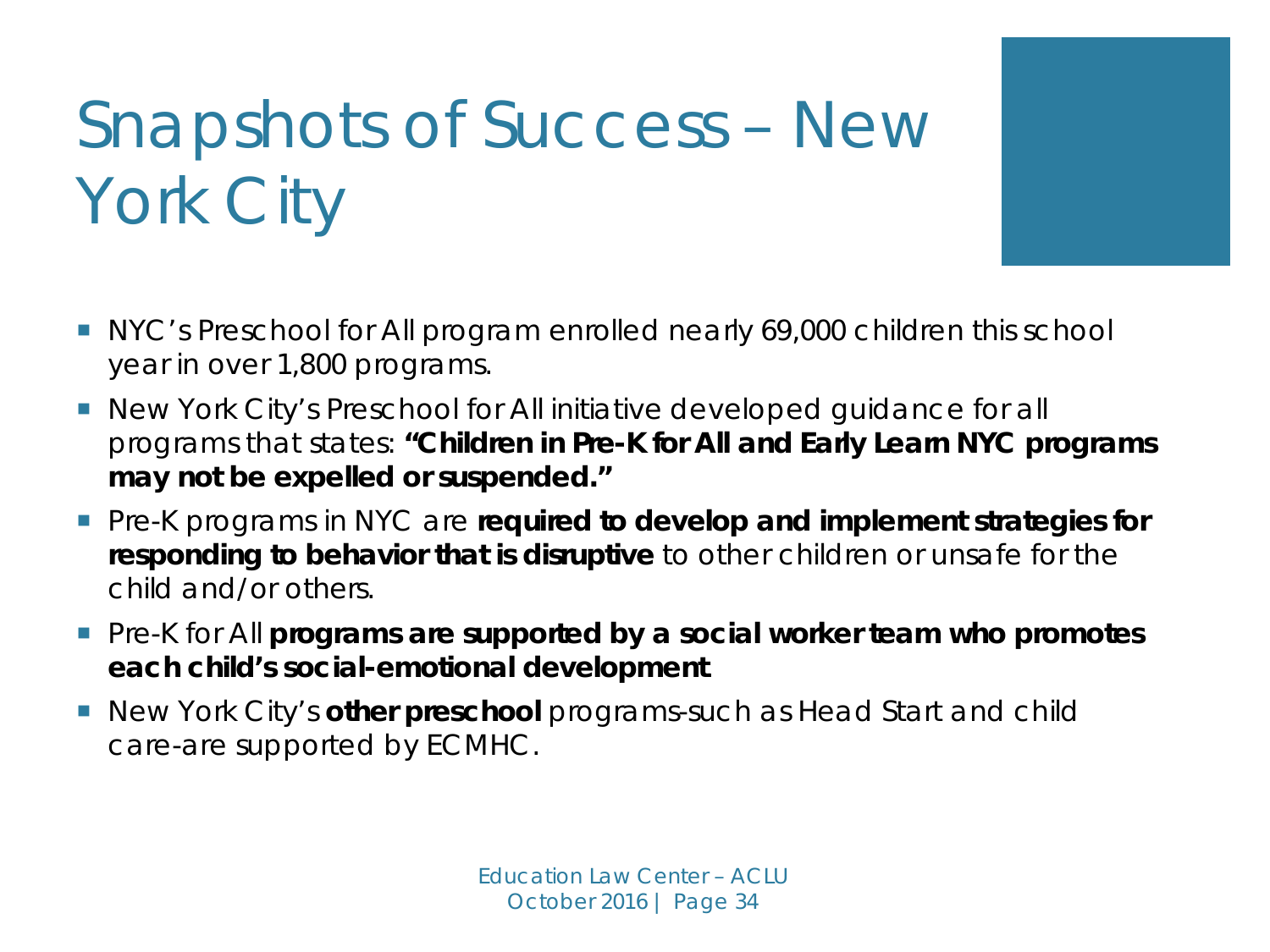# Snapshots of Success – New York City

- NYC's Preschool for All program enrolled nearly 69,000 children this school year in over 1,800 programs.
- New York City's Preschool for All initiative developed guidance for all programs that states: **"Children in Pre-K for All and Early Learn NYC programs may not be expelled or suspended."**
- Pre-K programs in NYC are **required to develop and implement strategies for responding to behavior that is disruptive** to other children or unsafe for the child and/or others.
- Pre-K for All **programs are supported by a social worker team who promotes each child's social-emotional development**.
- New York City's **other preschool** programs-such as Head Start and child care-are supported by ECMHC.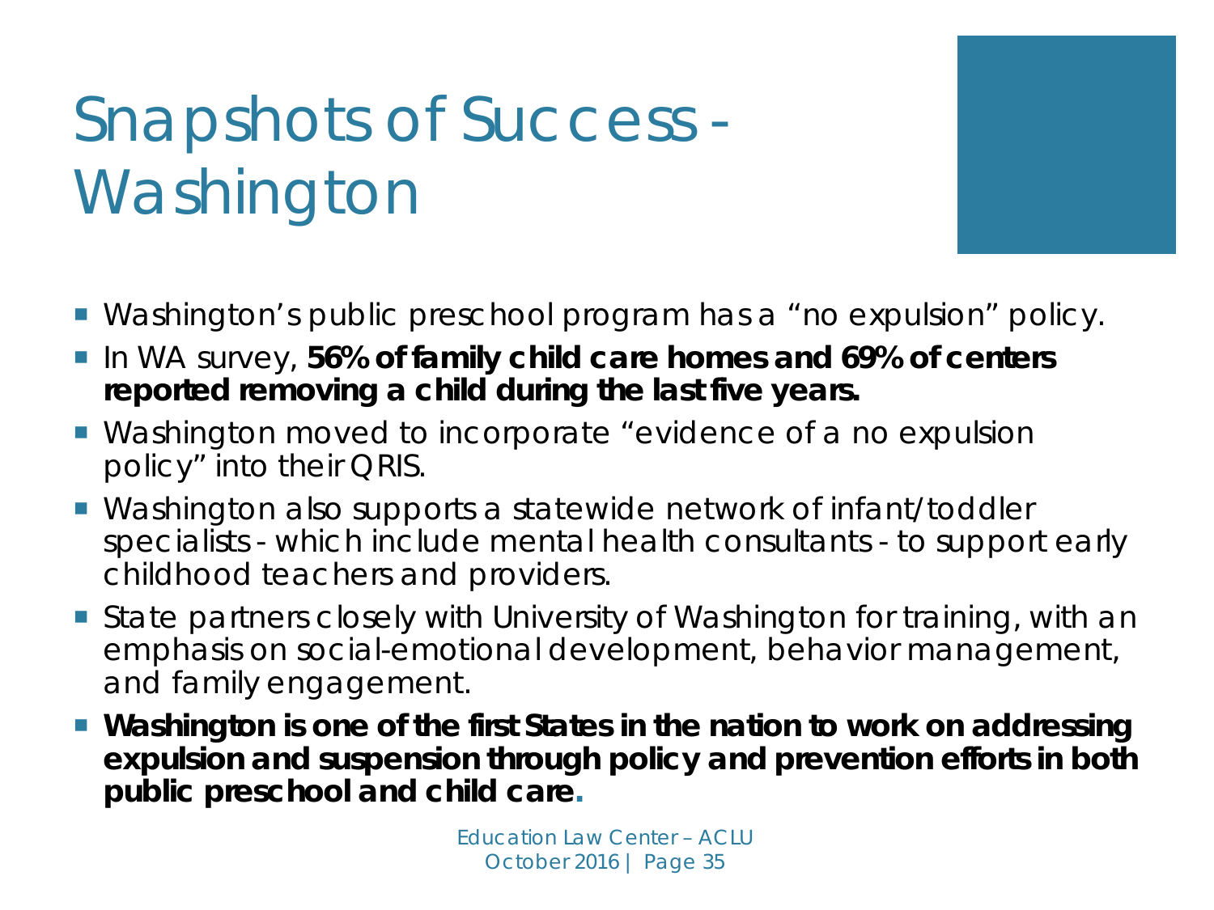# Snapshots of Success - Washington

- Washington's public preschool program has a "no expulsion" policy.
- In WA survey, **56% of family child care homes and 69% of centers reported removing a child during the last five years.**
- Washington moved to incorporate "evidence of a no expulsion policy" into their QRIS.
- Washington also supports a statewide network of infant/toddler specialists - which include mental health consultants - to support early childhood teachers and providers.
- State partners closely with University of Washington for training, with an emphasis on social-emotional development, behavior management, and family engagement.
- **Washington is one of the first States in the nation to work on addressing expulsion and suspension through policy and prevention efforts in both public preschool and child care.**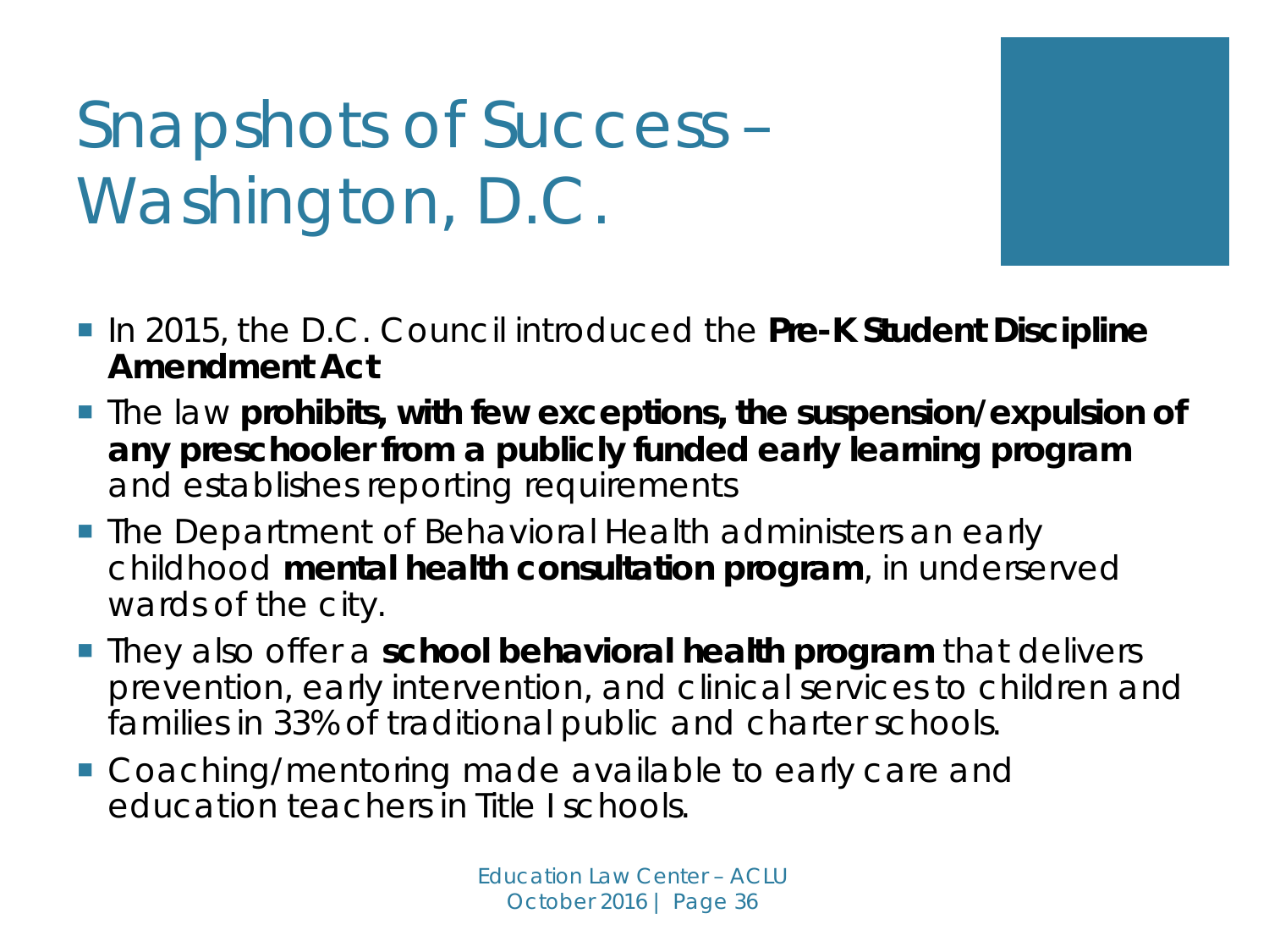# Snapshots of Success – Washington, D.C.

- In 2015, the D.C. Council introduced the **Pre-K Student Discipline Amendment Act**
- The law **prohibits, with few exceptions, the suspension/expulsion of any preschooler from a publicly funded early learning program** and establishes reporting requirements
- The Department of Behavioral Health administers an early childhood **mental health consultation program**, in underserved wards of the city.
- They also offer a **school behavioral health program** that delivers prevention, early intervention, and clinical services to children and families in 33% of traditional public and charter schools.
- Coaching/mentoring made available to early care and education teachers in Title I schools.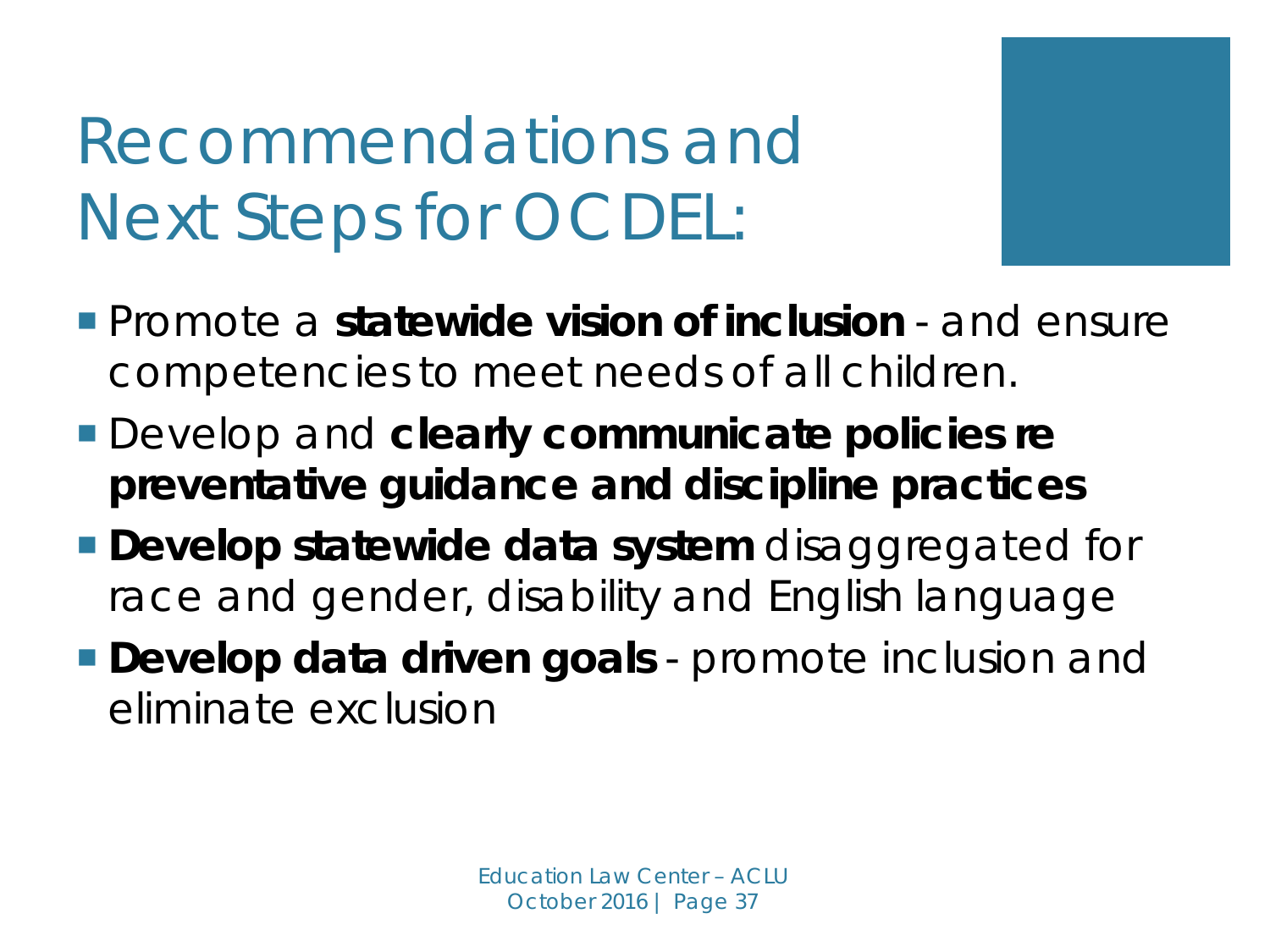# Recommendations and Next Steps for OCDEL:

- Promote a **statewide vision of inclusion** - and ensure competencies to meet needs of all children.
- Develop and **clearly communicate policies re preventative guidance and discipline practices**
- **Develop statewide data system** disaggregated for race and gender, disability and English language
- **Develop data driven goals** - promote inclusion and eliminate exclusion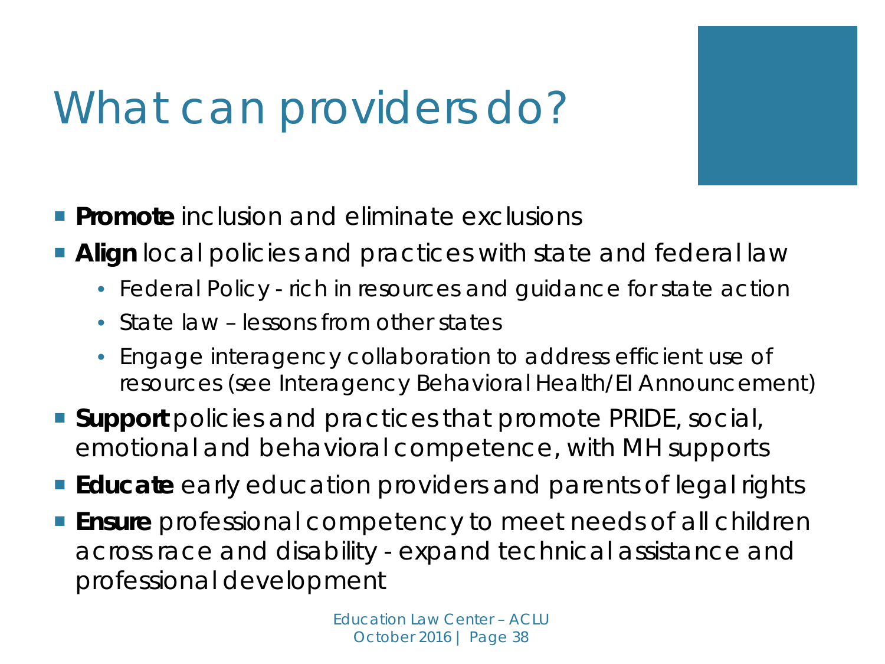# What can providers do?

- **Promote** inclusion and eliminate exclusions
- **Align** local policies and practices with state and federal law
  - Federal Policy - rich in resources and guidance for state action
  - State law – lessons from other states
  - Engage interagency collaboration to address efficient use of resources (see Interagency Behavioral Health/EI Announcement)
- **Support** policies and practices that promote PRIDE, social, emotional and behavioral competence, with MH supports
- **Educate** early education providers and parents of legal rights
- **Ensure** professional competency to meet needs of all children across race and disability - expand technical assistance and professional development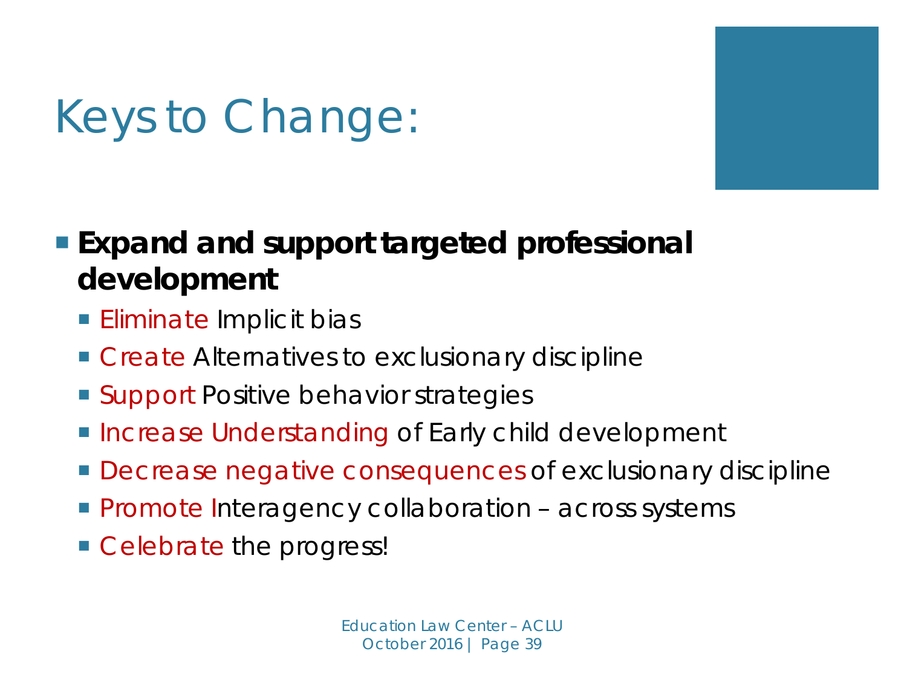# Keys to Change:

- **Expand and support targeted professional development**
  - Eliminate Implicit bias
  - Create Alternatives to exclusionary discipline
  - Support Positive behavior strategies
  - Increase Understanding of Early child development
  - Decrease negative consequences of exclusionary discipline
  - Promote Interagency collaboration – across systems
  - Celebrate the progress!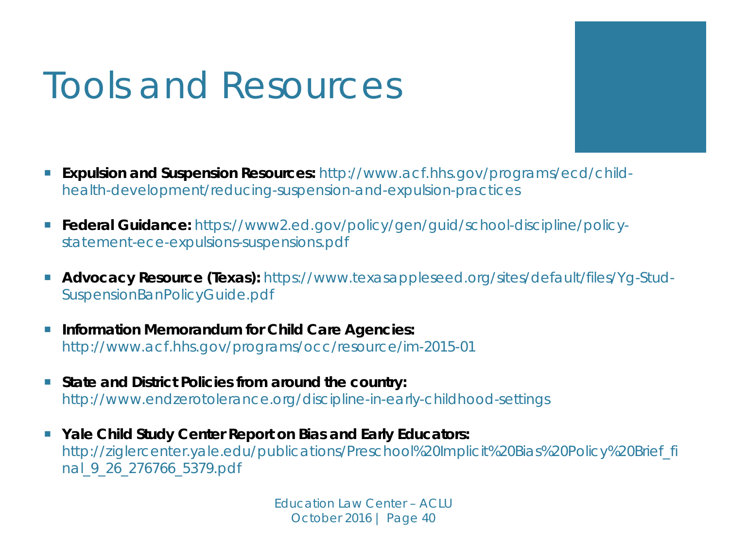# Tools and Resources

- **Expulsion and Suspension Resources:** http://www.acf.hhs.gov/programs/ecd/child-health-development/reducing-suspension-and-expulsion-practices
- **Federal Guidance:** https://www2.ed.gov/policy/gen/guid/school-discipline/policy-statement-ece-expulsions-suspensions.pdf
- **Advocacy Resource (Texas):** https://www.texasappleseed.org/sites/default/files/Yg-Stud-SuspensionBanPolicyGuide.pdf
- **Information Memorandum for Child Care Agencies:** http://www.acf.hhs.gov/programs/occ/resource/im-2015-01
- **State and District Policies from around the country:** http://www.endzerotolerance.org/discipline-in-early-childhood-settings
- **Yale Child Study Center Report on Bias and Early Educators:** http://ziglercenter.yale.edu/publications/Preschool%20Implicit%20Bias%20Policy%20Brief_final_9_26_276766_5379.pdf

Education Law Center – ACLU
October 2016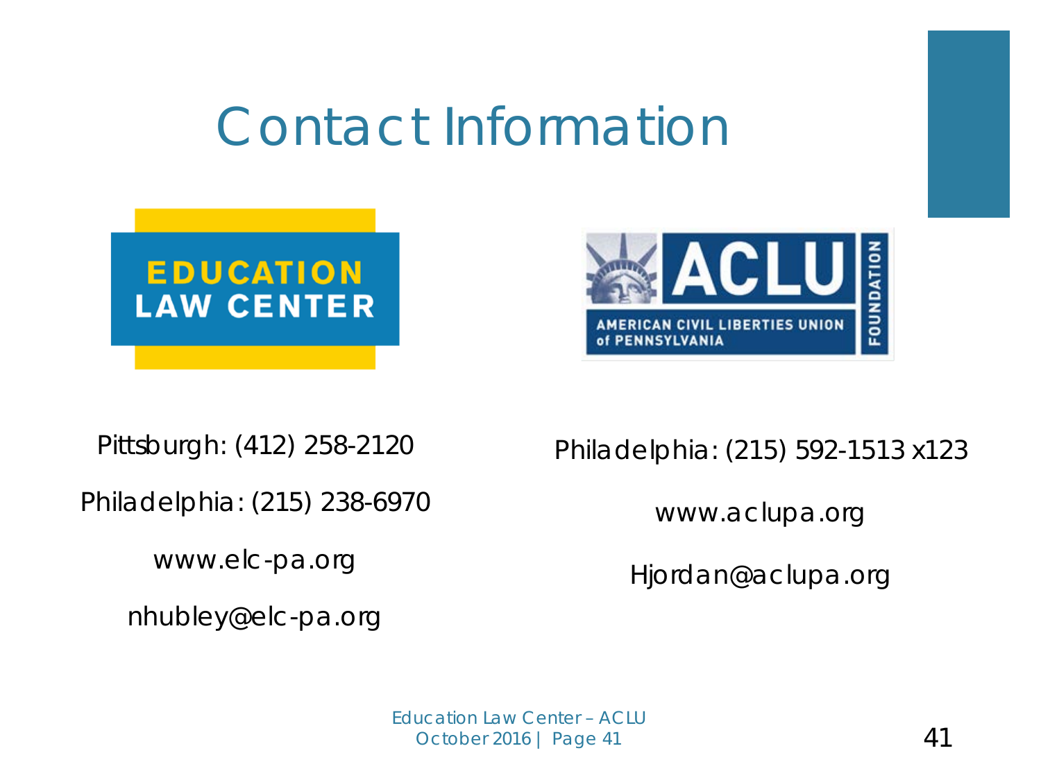# Contact Information

EDUCATION LAW CENTER

Pittsburgh: (412) 258-2120

Philadelphia: (215) 238-6970

www.elc-pa.org

nhubley@elc-pa.org

ACLU — AMERICAN CIVIL LIBERTIES UNION of PENNSYLVANIA — FOUNDATION

Philadelphia: (215) 592-1513 x123

www.aclupa.org

Hjordan@aclupa.org